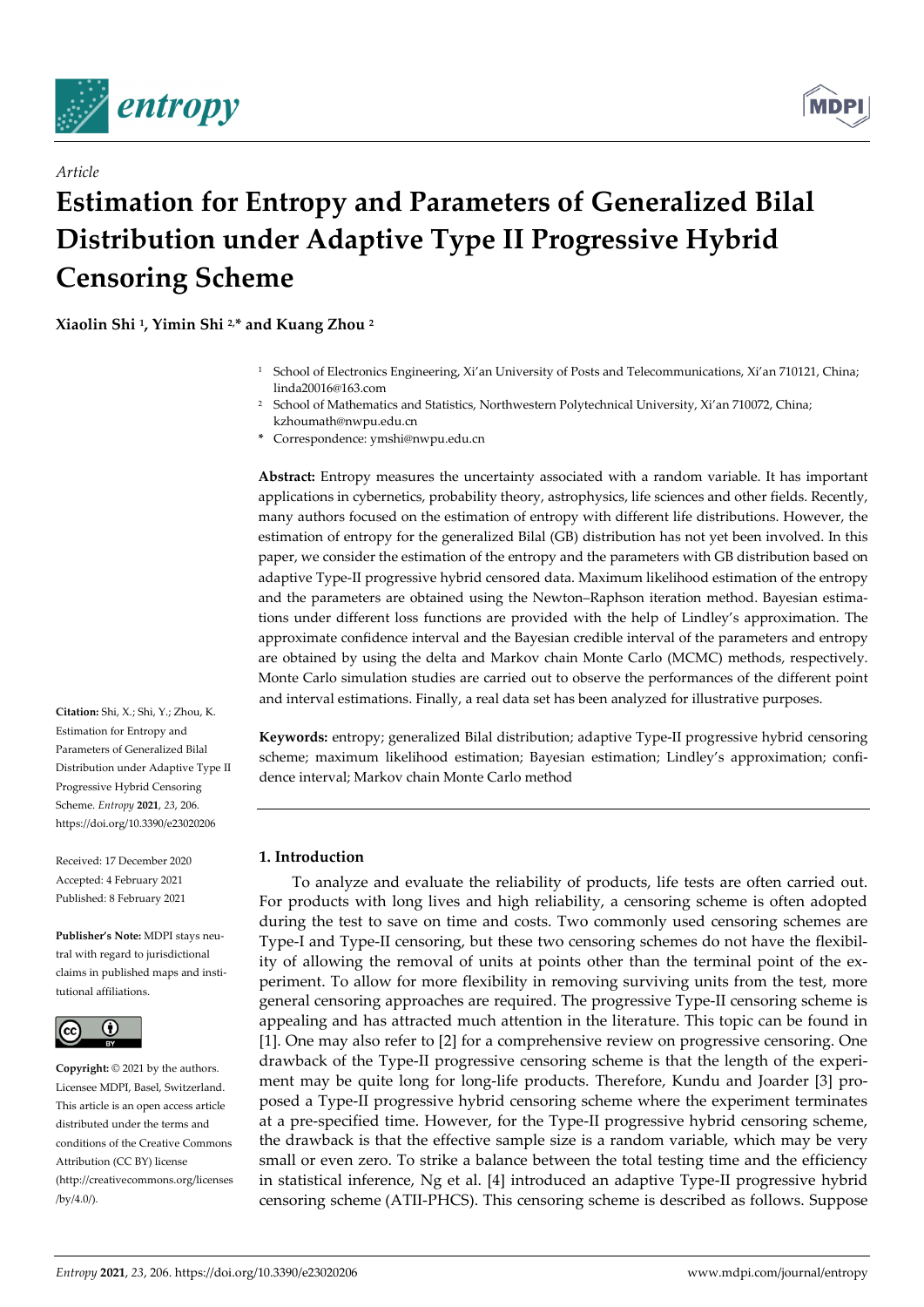*Article*

# Estimation for Entropy and Parameters of Generalized Bilal Distribution under Adaptive Type II Progressive Hybrid Censoring Scheme

**Xiaolin Shi [1], Yimin Shi [2,*] and Kuang Zhou [2]**

[1] School of Electronics Engineering, Xi'an University of Posts and Telecommunications, Xi'an 710121, China; linda20016@163.com

[2] School of Mathematics and Statistics, Northwestern Polytechnical University, Xi'an 710072, China; kzhoumath@nwpu.edu.cn

\* Correspondence: ymshi@nwpu.edu.cn

**Abstract:** Entropy measures the uncertainty associated with a random variable. It has important applications in cybernetics, probability theory, astrophysics, life sciences and other fields. Recently, many authors focused on the estimation of entropy with different life distributions. However, the estimation of entropy for the generalized Bilal (GB) distribution has not yet been involved. In this paper, we consider the estimation of the entropy and the parameters with GB distribution based on adaptive Type-II progressive hybrid censored data. Maximum likelihood estimation of the entropy and the parameters are obtained using the Newton–Raphson iteration method. Bayesian estimations under different loss functions are provided with the help of Lindley's approximation. The approximate confidence interval and the Bayesian credible interval of the parameters and entropy are obtained by using the delta and Markov chain Monte Carlo (MCMC) methods, respectively. Monte Carlo simulation studies are carried out to observe the performances of the different point and interval estimations. Finally, a real data set has been analyzed for illustrative purposes.

**Keywords:** entropy; generalized Bilal distribution; adaptive Type-II progressive hybrid censoring scheme; maximum likelihood estimation; Bayesian estimation; Lindley's approximation; confidence interval; Markov chain Monte Carlo method

**Citation:** Shi, X.; Shi, Y.; Zhou, K. Estimation for Entropy and Parameters of Generalized Bilal Distribution under Adaptive Type II Progressive Hybrid Censoring Scheme. *Entropy* **2021**, *23*, 206. https://doi.org/10.3390/e23020206

Received: 17 December 2020
Accepted: 4 February 2021
Published: 8 February 2021

**Publisher's Note:** MDPI stays neutral with regard to jurisdictional claims in published maps and institutional affiliations.

**Copyright:** © 2021 by the authors. Licensee MDPI, Basel, Switzerland. This article is an open access article distributed under the terms and conditions of the Creative Commons Attribution (CC BY) license (http://creativecommons.org/licenses/by/4.0/).

## 1. Introduction

To analyze and evaluate the reliability of products, life tests are often carried out. For products with long lives and high reliability, a censoring scheme is often adopted during the test to save on time and costs. Two commonly used censoring schemes are Type-I and Type-II censoring, but these two censoring schemes do not have the flexibility of allowing the removal of units at points other than the terminal point of the experiment. To allow for more flexibility in removing surviving units from the test, more general censoring approaches are required. The progressive Type-II censoring scheme is appealing and has attracted much attention in the literature. This topic can be found in [1]. One may also refer to [2] for a comprehensive review on progressive censoring. One drawback of the Type-II progressive censoring scheme is that the length of the experiment may be quite long for long-life products. Therefore, Kundu and Joarder [3] proposed a Type-II progressive hybrid censoring scheme where the experiment terminates at a pre-specified time. However, for the Type-II progressive hybrid censoring scheme, the drawback is that the effective sample size is a random variable, which may be very small or even zero. To strike a balance between the total testing time and the efficiency in statistical inference, Ng et al. [4] introduced an adaptive Type-II progressive hybrid censoring scheme (ATII-PHCS). This censoring scheme is described as follows. Suppose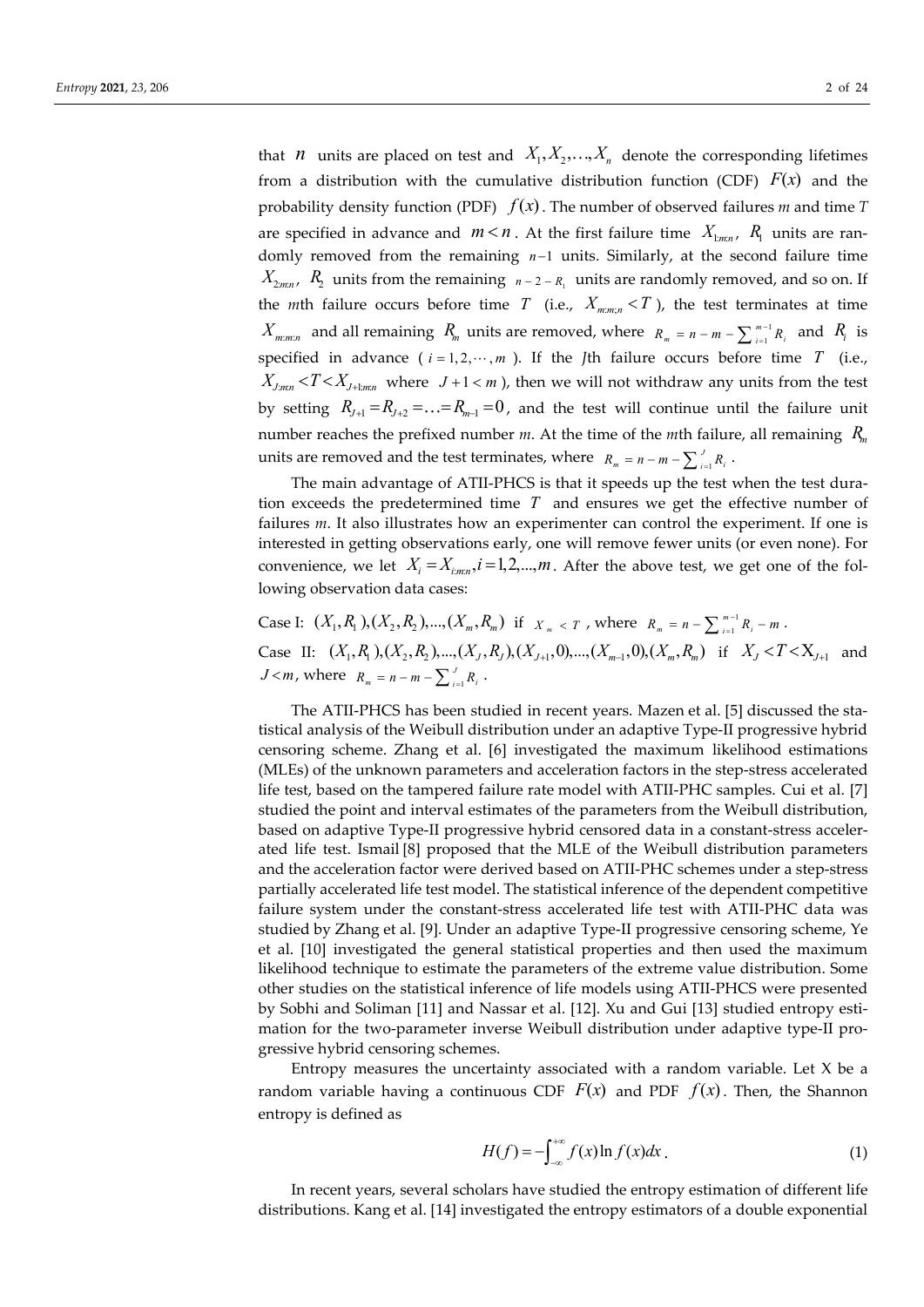that $n$ units are placed on test and $X_1, X_2, \ldots, X_n$ denote the corresponding lifetimes from a distribution with the cumulative distribution function (CDF) $F(x)$ and the probability density function (PDF) $f(x)$. The number of observed failures *m* and time *T* are specified in advance and $m < n$. At the first failure time $X_{1:m:n}$, $R_1$ units are randomly removed from the remaining $n-1$ units. Similarly, at the second failure time $X_{2:m:n}$, $R_2$ units from the remaining $n-2-R_1$ units are randomly removed, and so on. If the *m*th failure occurs before time $T$ (i.e., $X_{m:m;n} < T$), the test terminates at time $X_{m:m:n}$ and all remaining $R_m$ units are removed, where $R_m = n - m - \sum_{i=1}^{m-1} R_i$ and $R_i$ is specified in advance ($i = 1, 2, \cdots, m$). If the *J*th failure occurs before time $T$ (i.e., $X_{J:m:n} < T < X_{J+1:m:n}$ where $J+1 < m$), then we will not withdraw any units from the test by setting $R_{J+1} = R_{J+2} = \ldots = R_{m-1} = 0$, and the test will continue until the failure unit number reaches the prefixed number *m*. At the time of the *m*th failure, all remaining $R_m$ units are removed and the test terminates, where $R_m = n - m - \sum_{i=1}^{J} R_i$.

The main advantage of ATII-PHCS is that it speeds up the test when the test duration exceeds the predetermined time $T$ and ensures we get the effective number of failures *m*. It also illustrates how an experimenter can control the experiment. If one is interested in getting observations early, one will remove fewer units (or even none). For convenience, we let $X_i = X_{i:m:n}, i = 1, 2, \ldots, m$. After the above test, we get one of the following observation data cases:

Case I: $(X_1, R_1), (X_2, R_2), \ldots, (X_m, R_m)$ if $X_m < T$, where $R_m = n - \sum_{i=1}^{m-1} R_i - m$.

Case II: $(X_1, R_1), (X_2, R_2), \ldots, (X_J, R_J), (X_{J+1}, 0), \ldots, (X_{m-1}, 0), (X_m, R_m)$ if $X_J < T < X_{J+1}$ and $J < m$, where $R_m = n - m - \sum_{i=1}^{J} R_i$.

The ATII-PHCS has been studied in recent years. Mazen et al. [5] discussed the statistical analysis of the Weibull distribution under an adaptive Type-II progressive hybrid censoring scheme. Zhang et al. [6] investigated the maximum likelihood estimations (MLEs) of the unknown parameters and acceleration factors in the step-stress accelerated life test, based on the tampered failure rate model with ATII-PHC samples. Cui et al. [7] studied the point and interval estimates of the parameters from the Weibull distribution, based on adaptive Type-II progressive hybrid censored data in a constant-stress accelerated life test. Ismail [8] proposed that the MLE of the Weibull distribution parameters and the acceleration factor were derived based on ATII-PHC schemes under a step-stress partially accelerated life test model. The statistical inference of the dependent competitive failure system under the constant-stress accelerated life test with ATII-PHC data was studied by Zhang et al. [9]. Under an adaptive Type-II progressive censoring scheme, Ye et al. [10] investigated the general statistical properties and then used the maximum likelihood technique to estimate the parameters of the extreme value distribution. Some other studies on the statistical inference of life models using ATII-PHCS were presented by Sobhi and Soliman [11] and Nassar et al. [12]. Xu and Gui [13] studied entropy estimation for the two-parameter inverse Weibull distribution under adaptive type-II progressive hybrid censoring schemes.

Entropy measures the uncertainty associated with a random variable. Let X be a random variable having a continuous CDF $F(x)$ and PDF $f(x)$. Then, the Shannon entropy is defined as

$$H(f) = -\int_{-\infty}^{+\infty} f(x) \ln f(x) dx. \tag{1}$$

In recent years, several scholars have studied the entropy estimation of different life distributions. Kang et al. [14] investigated the entropy estimators of a double exponential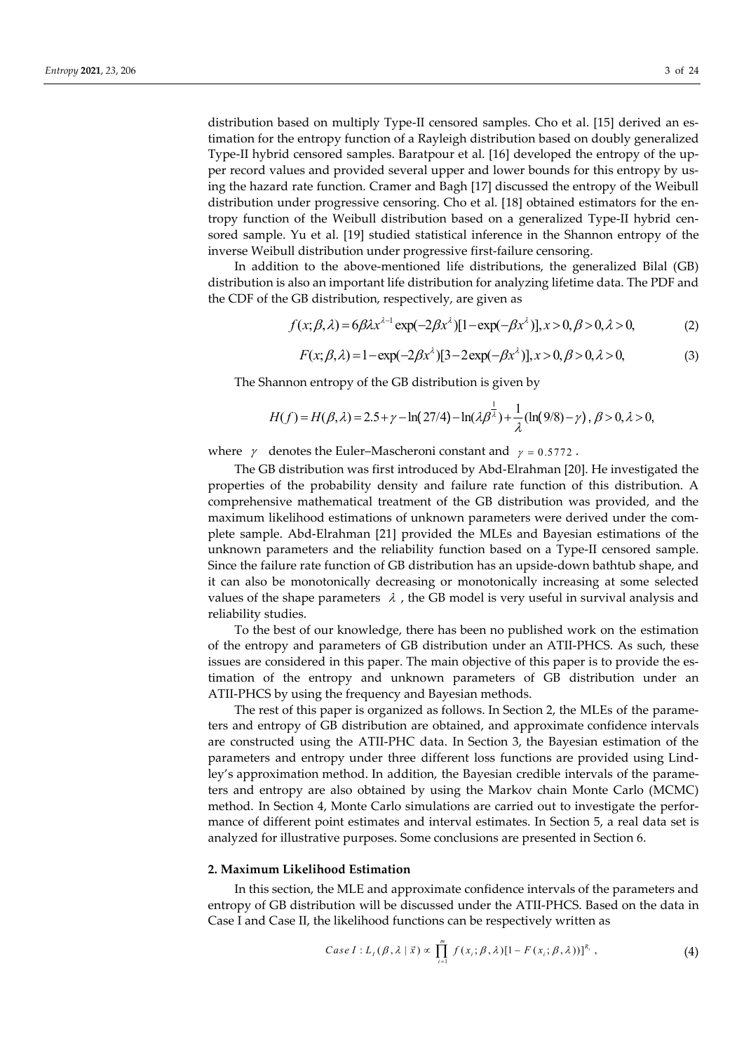distribution based on multiply Type-II censored samples. Cho et al. [15] derived an estimation for the entropy function of a Rayleigh distribution based on doubly generalized Type-II hybrid censored samples. Baratpour et al. [16] developed the entropy of the upper record values and provided several upper and lower bounds for this entropy by using the hazard rate function. Cramer and Bagh [17] discussed the entropy of the Weibull distribution under progressive censoring. Cho et al. [18] obtained estimators for the entropy function of the Weibull distribution based on a generalized Type-II hybrid censored sample. Yu et al. [19] studied statistical inference in the Shannon entropy of the inverse Weibull distribution under progressive first-failure censoring.

In addition to the above-mentioned life distributions, the generalized Bilal (GB) distribution is also an important life distribution for analyzing lifetime data. The PDF and the CDF of the GB distribution, respectively, are given as

$$f(x;\beta,\lambda) = 6\beta\lambda x^{\lambda-1}\exp(-2\beta x^{\lambda})[1-\exp(-\beta x^{\lambda})], x>0, \beta>0, \lambda>0, \tag{2}$$

$$F(x;\beta,\lambda) = 1-\exp(-2\beta x^{\lambda})[3-2\exp(-\beta x^{\lambda})], x>0, \beta>0, \lambda>0, \tag{3}$$

The Shannon entropy of the GB distribution is given by

$$H(f) = H(\beta,\lambda) = 2.5+\gamma-\ln(27/4)-\ln(\lambda\beta^{\frac{1}{\lambda}})+\frac{1}{\lambda}(\ln(9/8)-\gamma), \ \beta>0, \lambda>0,$$

where $\gamma$ denotes the Euler–Mascheroni constant and $\gamma = 0.5772$.

The GB distribution was first introduced by Abd-Elrahman [20]. He investigated the properties of the probability density and failure rate function of this distribution. A comprehensive mathematical treatment of the GB distribution was provided, and the maximum likelihood estimations of unknown parameters were derived under the complete sample. Abd-Elrahman [21] provided the MLEs and Bayesian estimations of the unknown parameters and the reliability function based on a Type-II censored sample. Since the failure rate function of GB distribution has an upside-down bathtub shape, and it can also be monotonically decreasing or monotonically increasing at some selected values of the shape parameters $\lambda$, the GB model is very useful in survival analysis and reliability studies.

To the best of our knowledge, there has been no published work on the estimation of the entropy and parameters of GB distribution under an ATII-PHCS. As such, these issues are considered in this paper. The main objective of this paper is to provide the estimation of the entropy and unknown parameters of GB distribution under an ATII-PHCS by using the frequency and Bayesian methods.

The rest of this paper is organized as follows. In Section 2, the MLEs of the parameters and entropy of GB distribution are obtained, and approximate confidence intervals are constructed using the ATII-PHC data. In Section 3, the Bayesian estimation of the parameters and entropy under three different loss functions are provided using Lindley's approximation method. In addition, the Bayesian credible intervals of the parameters and entropy are also obtained by using the Markov chain Monte Carlo (MCMC) method. In Section 4, Monte Carlo simulations are carried out to investigate the performance of different point estimates and interval estimates. In Section 5, a real data set is analyzed for illustrative purposes. Some conclusions are presented in Section 6.

## 2. Maximum Likelihood Estimation

In this section, the MLE and approximate confidence intervals of the parameters and entropy of GB distribution will be discussed under the ATII-PHCS. Based on the data in Case I and Case II, the likelihood functions can be respectively written as

$$Case\ I: L_I(\beta,\lambda \mid \vec{x}) \propto \prod_{i=1}^{m} f(x_i;\beta,\lambda)[1-F(x_i;\beta,\lambda))]^{R_i}, \tag{4}$$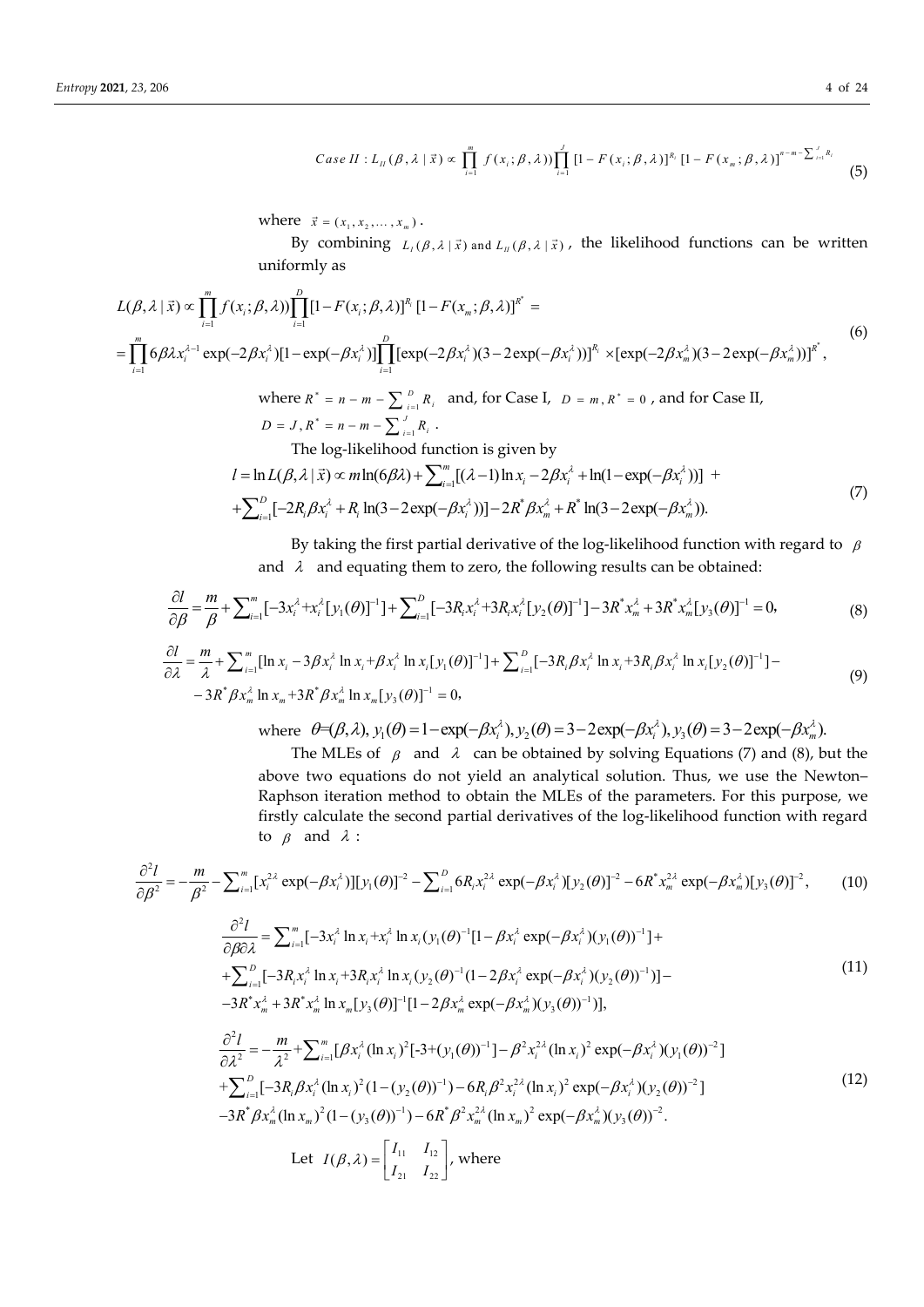$$Case\ II: L_{II}(\beta,\lambda \mid \vec{x}) \propto \prod_{i=1}^{m} f(x_i;\beta,\lambda)) \prod_{i=1}^{J} [1-F(x_i;\beta,\lambda)]^{R_i} [1-F(x_m;\beta,\lambda)]^{n-m-\sum_{i=1}^{J} R_i} \tag{5}$$

where $\vec{x} = (x_1, x_2, \ldots, x_m)$.

By combining $L_I(\beta,\lambda \mid \vec{x})$ and $L_{II}(\beta,\lambda \mid \vec{x})$, the likelihood functions can be written uniformly as

$$\begin{aligned} L(\beta,\lambda \mid \vec{x}) &\propto \prod_{i=1}^{m} f(x_i;\beta,\lambda)) \prod_{i=1}^{D} [1-F(x_i;\beta,\lambda)]^{R_i} [1-F(x_m;\beta,\lambda)]^{R^*} = \\ &= \prod_{i=1}^{m} 6\beta\lambda x_i^{\lambda-1} \exp(-2\beta x_i^{\lambda})[1-\exp(-\beta x_i^{\lambda})] \prod_{i=1}^{D} [\exp(-2\beta x_i^{\lambda})(3-2\exp(-\beta x_i^{\lambda}))]^{R_i} \times [\exp(-2\beta x_m^{\lambda})(3-2\exp(-\beta x_m^{\lambda}))]^{R^*}, \end{aligned} \tag{6}$$

where $R^* = n - m - \sum_{i=1}^{D} R_i$ and, for Case I, $D = m, R^* = 0$, and for Case II, $D = J, R^* = n - m - \sum_{i=1}^{J} R_i$.

The log-likelihood function is given by

$$\begin{aligned} l = \ln L(\beta,\lambda \mid \vec{x}) &\propto m\ln(6\beta\lambda) + \sum_{i=1}^{m} [(\lambda-1)\ln x_i - 2\beta x_i^{\lambda} + \ln(1-\exp(-\beta x_i^{\lambda}))] + \\ &+ \sum_{i=1}^{D} [-2R_i\beta x_i^{\lambda} + R_i \ln(3-2\exp(-\beta x_i^{\lambda}))] - 2R^*\beta x_m^{\lambda} + R^* \ln(3-2\exp(-\beta x_m^{\lambda})). \end{aligned} \tag{7}$$

By taking the first partial derivative of the log-likelihood function with regard to $\beta$ and $\lambda$ and equating them to zero, the following results can be obtained:

$$\frac{\partial l}{\partial \beta} = \frac{m}{\beta} + \sum_{i=1}^{m} [-3x_i^{\lambda} + x_i^{\lambda} [y_1(\theta)]^{-1}] + \sum_{i=1}^{D} [-3R_i x_i^{\lambda} + 3R_i x_i^{\lambda} [y_2(\theta)]^{-1}] - 3R^* x_m^{\lambda} + 3R^* x_m^{\lambda} [y_3(\theta)]^{-1} = 0, \tag{8}$$

$$\begin{aligned} \frac{\partial l}{\partial \lambda} &= \frac{m}{\lambda} + \sum_{i=1}^{m} [\ln x_i - 3\beta x_i^{\lambda} \ln x_i + \beta x_i^{\lambda} \ln x_i [y_1(\theta)]^{-1}] + \sum_{i=1}^{D} [-3R_i\beta x_i^{\lambda} \ln x_i + 3R_i\beta x_i^{\lambda} \ln x_i [y_2(\theta)]^{-1}] - \\ &- 3R^*\beta x_m^{\lambda} \ln x_m + 3R^*\beta x_m^{\lambda} \ln x_m [y_3(\theta)]^{-1} = 0, \end{aligned} \tag{9}$$

where $\theta = (\beta,\lambda)$, $y_1(\theta) = 1-\exp(-\beta x_i^{\lambda})$, $y_2(\theta) = 3-2\exp(-\beta x_i^{\lambda})$, $y_3(\theta) = 3-2\exp(-\beta x_m^{\lambda})$.

The MLEs of $\beta$ and $\lambda$ can be obtained by solving Equations (7) and (8), but the above two equations do not yield an analytical solution. Thus, we use the Newton–Raphson iteration method to obtain the MLEs of the parameters. For this purpose, we firstly calculate the second partial derivatives of the log-likelihood function with regard to $\beta$ and $\lambda$:

$$\frac{\partial^2 l}{\partial \beta^2} = -\frac{m}{\beta^2} - \sum_{i=1}^{m} [x_i^{2\lambda} \exp(-\beta x_i^{\lambda})][y_1(\theta)]^{-2} - \sum_{i=1}^{D} 6R_i x_i^{2\lambda} \exp(-\beta x_i^{\lambda})[y_2(\theta)]^{-2} - 6R^* x_m^{2\lambda} \exp(-\beta x_m^{\lambda})[y_3(\theta)]^{-2}, \tag{10}$$

$$\begin{aligned} \frac{\partial^2 l}{\partial \beta \partial \lambda} &= \sum_{i=1}^{m} [-3x_i^{\lambda} \ln x_i + x_i^{\lambda} \ln x_i (y_1(\theta)^{-1} [1 - \beta x_i^{\lambda} \exp(-\beta x_i^{\lambda})(y_1(\theta))^{-1}] + \\ &+ \sum_{i=1}^{D} [-3R_i x_i^{\lambda} \ln x_i + 3R_i x_i^{\lambda} \ln x_i (y_2(\theta)^{-1} (1 - 2\beta x_i^{\lambda} \exp(-\beta x_i^{\lambda})(y_2(\theta))^{-1})] - \\ &- 3R^* x_m^{\lambda} + 3R^* x_m^{\lambda} \ln x_m [y_3(\theta)]^{-1} [1 - 2\beta x_m^{\lambda} \exp(-\beta x_m^{\lambda})(y_3(\theta))^{-1})], \end{aligned} \tag{11}$$

$$\begin{aligned} \frac{\partial^2 l}{\partial \lambda^2} &= -\frac{m}{\lambda^2} + \sum_{i=1}^{m} [\beta x_i^{\lambda} (\ln x_i)^2 [-3 + (y_1(\theta))^{-1}] - \beta^2 x_i^{2\lambda} (\ln x_i)^2 \exp(-\beta x_i^{\lambda})(y_1(\theta))^{-2}] \\ &+ \sum_{i=1}^{D} [-3R_i\beta x_i^{\lambda} (\ln x_i)^2 (1 - (y_2(\theta))^{-1}) - 6R_i\beta^2 x_i^{2\lambda} (\ln x_i)^2 \exp(-\beta x_i^{\lambda})(y_2(\theta))^{-2}] \\ &- 3R^*\beta x_m^{\lambda} (\ln x_m)^2 (1 - (y_3(\theta))^{-1}) - 6R^*\beta^2 x_m^{2\lambda} (\ln x_m)^2 \exp(-\beta x_m^{\lambda})(y_3(\theta))^{-2}. \end{aligned} \tag{12}$$

Let $I(\beta,\lambda) = \begin{bmatrix} I_{11} & I_{12} \\ I_{21} & I_{22} \end{bmatrix}$, where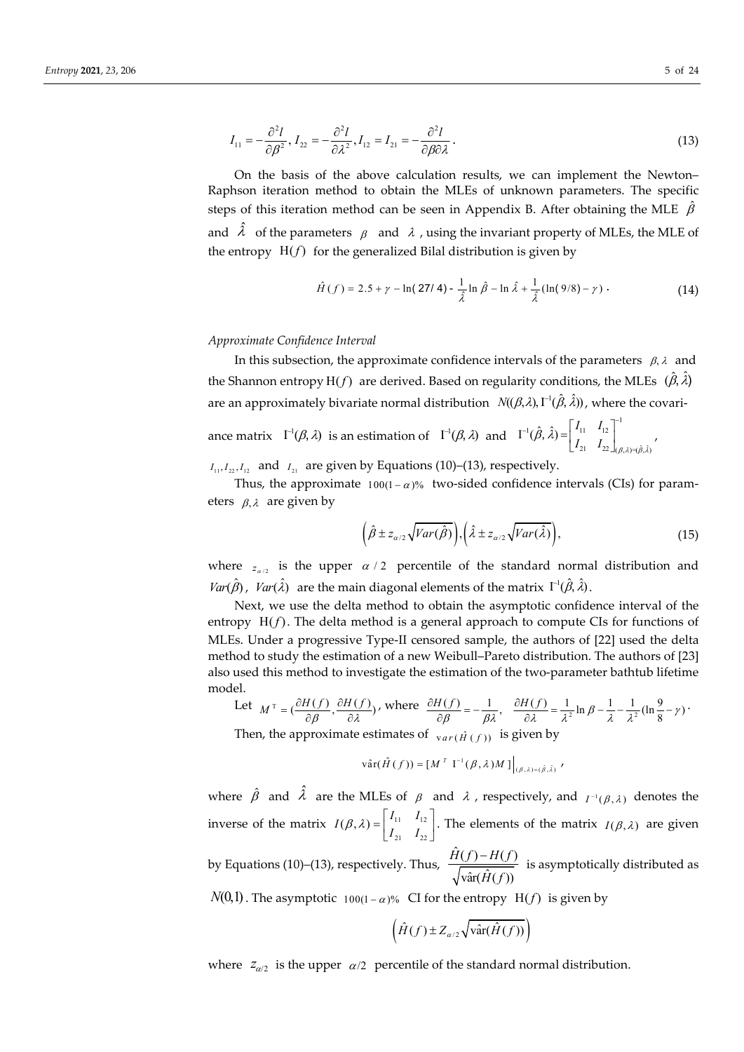$$I_{11} = -\frac{\partial^2 l}{\partial \beta^2}, I_{22} = -\frac{\partial^2 l}{\partial \lambda^2}, I_{12} = I_{21} = -\frac{\partial^2 l}{\partial \beta \partial \lambda}. \tag{13}$$

On the basis of the above calculation results, we can implement the Newton–Raphson iteration method to obtain the MLEs of unknown parameters. The specific steps of this iteration method can be seen in Appendix B. After obtaining the MLE $\hat{\beta}$ and $\hat{\lambda}$ of the parameters $\beta$ and $\lambda$, using the invariant property of MLEs, the MLE of the entropy $\mathrm{H}(f)$ for the generalized Bilal distribution is given by

$$\hat{H}(f) = 2.5 + \gamma - \ln(27/4) - \frac{1}{\hat{\lambda}} \ln \hat{\beta} - \ln \hat{\lambda} + \frac{1}{\hat{\lambda}} (\ln(9/8) - \gamma). \tag{14}$$

*Approximate Confidence Interval*

In this subsection, the approximate confidence intervals of the parameters $\beta, \lambda$ and the Shannon entropy $\mathrm{H}(f)$ are derived. Based on regularity conditions, the MLEs $(\hat{\beta}, \hat{\lambda})$ are an approximately bivariate normal distribution $N((\beta,\lambda), \mathrm{I}^{-1}(\hat{\beta}, \hat{\lambda}))$, where the covariance matrix $\mathrm{I}^{-1}(\beta, \lambda)$ is an estimation of $\mathrm{I}^{-1}(\beta, \lambda)$ and $\mathrm{I}^{-1}(\hat{\beta}, \hat{\lambda}) = \begin{bmatrix} I_{11} & I_{12} \\ I_{21} & I_{22} \end{bmatrix}^{-1}_{(\beta,\lambda)=(\hat{\beta},\hat{\lambda})}$, $I_{11}, I_{22}, I_{12}$ and $I_{21}$ are given by Equations (10)–(13), respectively.

Thus, the approximate $100(1-\alpha)\%$ two-sided confidence intervals (CIs) for parameters $\beta, \lambda$ are given by

$$\left(\hat{\beta} \pm z_{\alpha/2} \sqrt{Var(\hat{\beta})}\right), \left(\hat{\lambda} \pm z_{\alpha/2} \sqrt{Var(\hat{\lambda})}\right), \tag{15}$$

where $z_{\alpha/2}$ is the upper $\alpha/2$ percentile of the standard normal distribution and $Var(\hat{\beta})$, $Var(\hat{\lambda})$ are the main diagonal elements of the matrix $\mathrm{I}^{-1}(\hat{\beta}, \hat{\lambda})$.

Next, we use the delta method to obtain the asymptotic confidence interval of the entropy $\mathrm{H}(f)$. The delta method is a general approach to compute CIs for functions of MLEs. Under a progressive Type-II censored sample, the authors of [22] used the delta method to study the estimation of a new Weibull–Pareto distribution. The authors of [23] also used this method to investigate the estimation of the two-parameter bathtub lifetime model.

Let $M^{\mathrm{T}} = (\frac{\partial H(f)}{\partial \beta}, \frac{\partial H(f)}{\partial \lambda})$, where $\frac{\partial H(f)}{\partial \beta} = -\frac{1}{\beta \lambda}$, $\frac{\partial H(f)}{\partial \lambda} = \frac{1}{\lambda^2} \ln \beta - \frac{1}{\lambda} - \frac{1}{\lambda^2}(\ln \frac{9}{8} - \gamma)$.

Then, the approximate estimates of $\mathrm{var}(\hat{H}(f))$ is given by

$$\hat{\mathrm{var}}(\hat{H}(f)) = [M^{T}\, \mathrm{I}^{-1}(\beta, \lambda) M]\Big|_{(\beta,\lambda)=(\hat{\beta},\hat{\lambda})},$$

where $\hat{\beta}$ and $\hat{\lambda}$ are the MLEs of $\beta$ and $\lambda$, respectively, and $I^{-1}(\beta, \lambda)$ denotes the inverse of the matrix $I(\beta, \lambda) = \begin{bmatrix} I_{11} & I_{12} \\ I_{21} & I_{22} \end{bmatrix}$. The elements of the matrix $I(\beta, \lambda)$ are given by Equations (10)–(13), respectively. Thus, $\frac{\hat{H}(f) - H(f)}{\sqrt{\hat{\mathrm{var}}(\hat{H}(f))}}$ is asymptotically distributed as $N(0,1)$. The asymptotic $100(1-\alpha)\%$ CI for the entropy $\mathrm{H}(f)$ is given by

$$\left(\hat{H}(f) \pm Z_{\alpha/2} \sqrt{\hat{\mathrm{var}}(\hat{H}(f))}\right)$$

where $z_{\alpha/2}$ is the upper $\alpha/2$ percentile of the standard normal distribution.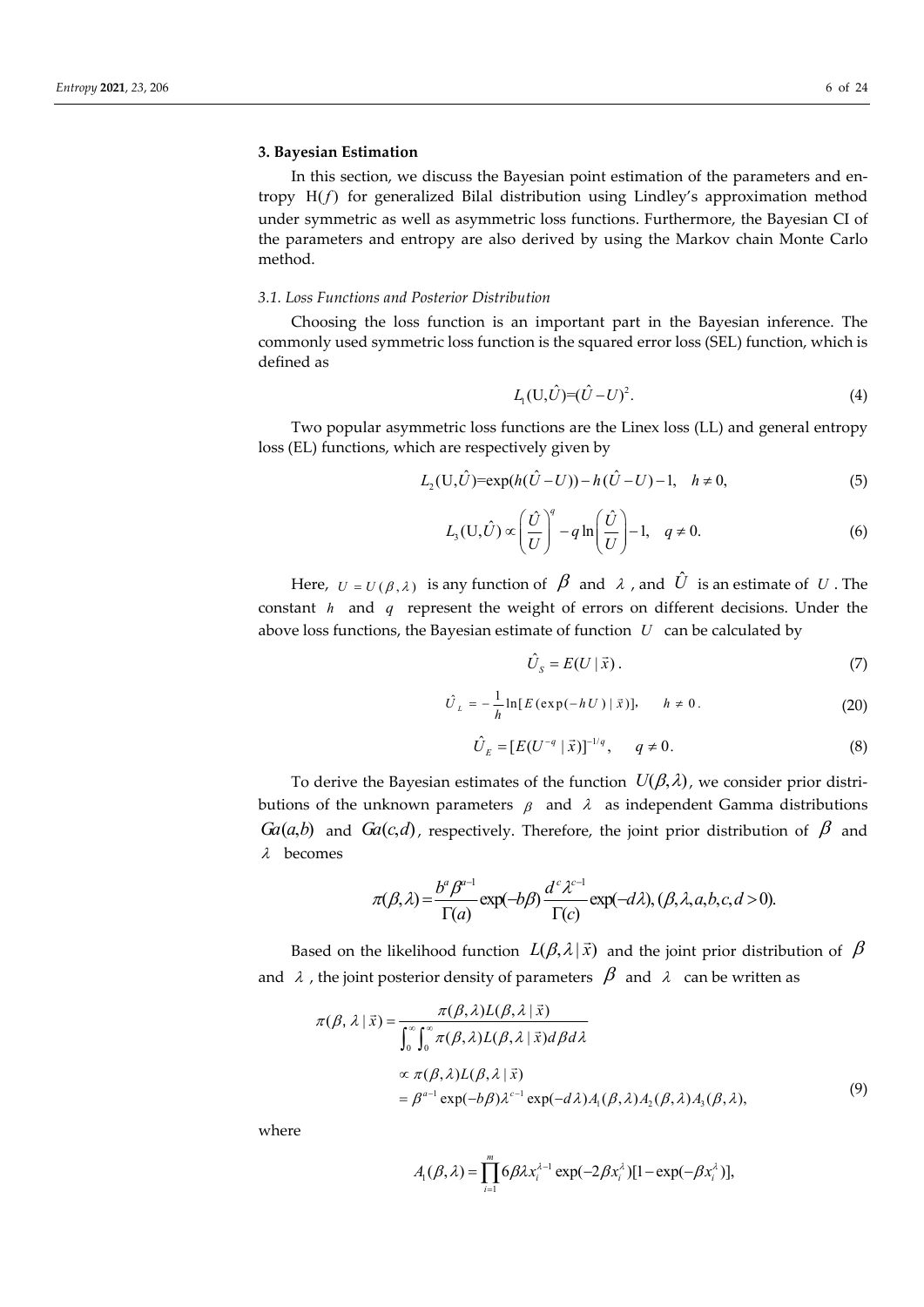## 3. Bayesian Estimation

In this section, we discuss the Bayesian point estimation of the parameters and entropy $H(f)$ for generalized Bilal distribution using Lindley's approximation method under symmetric as well as asymmetric loss functions. Furthermore, the Bayesian CI of the parameters and entropy are also derived by using the Markov chain Monte Carlo method.

### 3.1. Loss Functions and Posterior Distribution

Choosing the loss function is an important part in the Bayesian inference. The commonly used symmetric loss function is the squared error loss (SEL) function, which is defined as

$$L_1(U,\hat{U})=(\hat{U}-U)^2. \tag{4}$$

Two popular asymmetric loss functions are the Linex loss (LL) and general entropy loss (EL) functions, which are respectively given by

$$L_2(U,\hat{U})=\exp(h(\hat{U}-U))-h(\hat{U}-U)-1, \quad h\neq 0, \tag{5}$$

$$L_3(U,\hat{U})\propto\left(\frac{\hat{U}}{U}\right)^q-q\ln\left(\frac{\hat{U}}{U}\right)-1, \quad q\neq 0. \tag{6}$$

Here, $U=U(\beta,\lambda)$ is any function of $\beta$ and $\lambda$, and $\hat{U}$ is an estimate of $U$. The constant $h$ and $q$ represent the weight of errors on different decisions. Under the above loss functions, the Bayesian estimate of function $U$ can be calculated by

$$\hat{U}_S=E(U\mid\vec{x}). \tag{7}$$

$$\hat{U}_L=-\frac{1}{h}\ln[E(\exp(-hU)\mid\vec{x})], \qquad h\neq 0. \tag{20}$$

$$\hat{U}_E=[E(U^{-q}\mid\vec{x})]^{-1/q}, \qquad q\neq 0. \tag{8}$$

To derive the Bayesian estimates of the function $U(\beta,\lambda)$, we consider prior distributions of the unknown parameters $\beta$ and $\lambda$ as independent Gamma distributions $Ga(a,b)$ and $Ga(c,d)$, respectively. Therefore, the joint prior distribution of $\beta$ and $\lambda$ becomes

$$\pi(\beta,\lambda)=\frac{b^a\beta^{a-1}}{\Gamma(a)}\exp(-b\beta)\frac{d^c\lambda^{c-1}}{\Gamma(c)}\exp(-d\lambda),(\beta,\lambda,a,b,c,d>0).$$

Based on the likelihood function $L(\beta,\lambda\mid\vec{x})$ and the joint prior distribution of $\beta$ and $\lambda$, the joint posterior density of parameters $\beta$ and $\lambda$ can be written as

$$\begin{aligned}\pi(\beta,\lambda\mid\vec{x})&=\frac{\pi(\beta,\lambda)L(\beta,\lambda\mid\vec{x})}{\int_0^\infty\int_0^\infty\pi(\beta,\lambda)L(\beta,\lambda\mid\vec{x})d\beta d\lambda}\\&\propto\pi(\beta,\lambda)L(\beta,\lambda\mid\vec{x})\\&=\beta^{a-1}\exp(-b\beta)\lambda^{c-1}\exp(-d\lambda)A_1(\beta,\lambda)A_2(\beta,\lambda)A_3(\beta,\lambda),\end{aligned} \tag{9}$$

where

$$A_1(\beta,\lambda)=\prod_{i=1}^m 6\beta\lambda x_i^{\lambda-1}\exp(-2\beta x_i^\lambda)[1-\exp(-\beta x_i^\lambda)],$$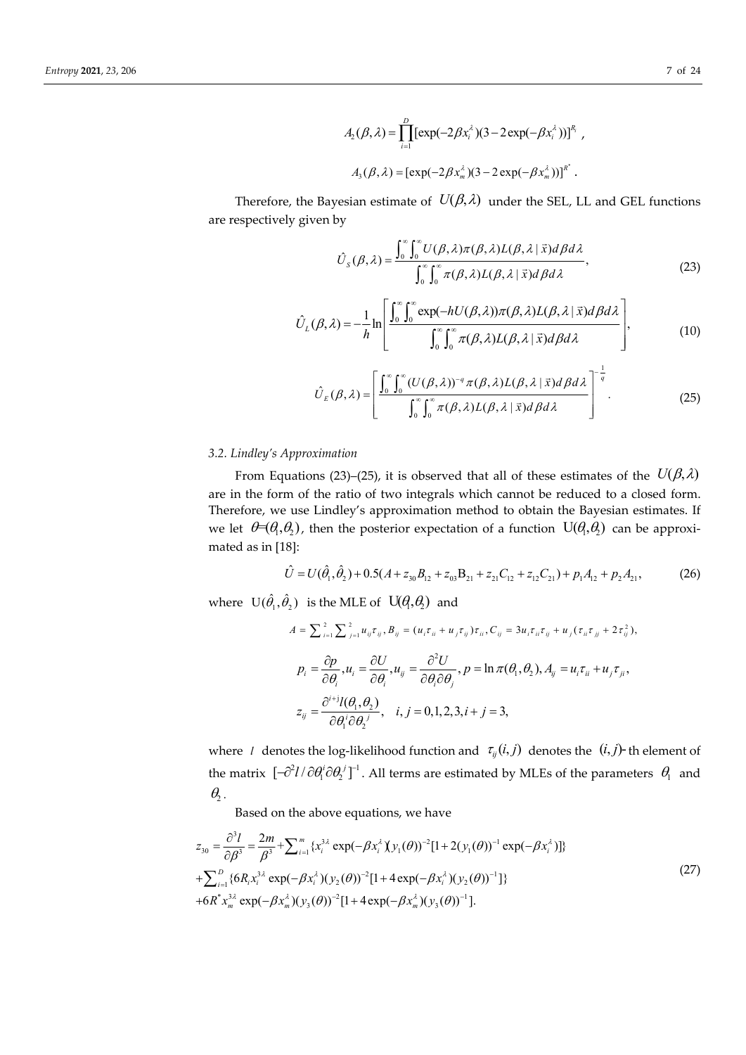$$A_2(\beta,\lambda)=\prod_{i=1}^{D}[\exp(-2\beta x_i^{\lambda})(3-2\exp(-\beta x_i^{\lambda}))]^{R_i} \ ,$$

$$A_3(\beta,\lambda)=[\exp(-2\beta x_m^{\lambda})(3-2\exp(-\beta x_m^{\lambda}))]^{R^*} \ .$$

Therefore, the Bayesian estimate of $U(\beta,\lambda)$ under the SEL, LL and GEL functions are respectively given by

$$\hat{U}_S(\beta,\lambda)=\frac{\int_0^{\infty}\int_0^{\infty}U(\beta,\lambda)\pi(\beta,\lambda)L(\beta,\lambda\mid\vec{x})d\beta d\lambda}{\int_0^{\infty}\int_0^{\infty}\pi(\beta,\lambda)L(\beta,\lambda\mid\vec{x})d\beta d\lambda}, \tag{23}$$

$$\hat{U}_L(\beta,\lambda)=-\frac{1}{h}\ln\left[\frac{\int_0^{\infty}\int_0^{\infty}\exp(-hU(\beta,\lambda))\pi(\beta,\lambda)L(\beta,\lambda\mid\vec{x})d\beta d\lambda}{\int_0^{\infty}\int_0^{\infty}\pi(\beta,\lambda)L(\beta,\lambda\mid\vec{x})d\beta d\lambda}\right], \tag{10}$$

$$\hat{U}_E(\beta,\lambda)=\left[\frac{\int_0^{\infty}\int_0^{\infty}(U(\beta,\lambda))^{-q}\pi(\beta,\lambda)L(\beta,\lambda\mid\vec{x})d\beta d\lambda}{\int_0^{\infty}\int_0^{\infty}\pi(\beta,\lambda)L(\beta,\lambda\mid\vec{x})d\beta d\lambda}\right]^{-\frac{1}{q}}. \tag{25}$$

### 3.2. Lindley's Approximation

From Equations (23)–(25), it is observed that all of these estimates of the $U(\beta,\lambda)$ are in the form of the ratio of two integrals which cannot be reduced to a closed form. Therefore, we use Lindley's approximation method to obtain the Bayesian estimates. If we let $\theta=(\theta_1,\theta_2)$, then the posterior expectation of a function $U(\theta_1,\theta_2)$ can be approximated as in [18]:

$$\hat{U}=U(\hat{\theta}_1,\hat{\theta}_2)+0.5(A+z_{30}B_{12}+z_{03}B_{21}+z_{21}C_{12}+z_{12}C_{21})+p_1A_{12}+p_2A_{21}, \tag{26}$$

where $U(\hat{\theta}_1,\hat{\theta}_2)$ is the MLE of $U(\theta_1,\theta_2)$ and

$$A=\sum_{i=1}^{2}\sum_{j=1}^{2}u_{ij}\tau_{ij},\ B_{ij}=(u_i\tau_{ii}+u_j\tau_{ij})\tau_{ii},\ C_{ij}=3u_i\tau_{ii}\tau_{ij}+u_j(\tau_{ii}\tau_{jj}+2\tau_{ij}^2),$$

$$p_i=\frac{\partial p}{\partial\theta_i},u_i=\frac{\partial U}{\partial\theta_i},u_{ij}=\frac{\partial^2U}{\partial\theta_i\partial\theta_j},p=\ln\pi(\theta_1,\theta_2),A_{ij}=u_i\tau_{ii}+u_j\tau_{ji},$$

$$z_{ij}=\frac{\partial^{i+j}l(\theta_1,\theta_2)}{\partial\theta_1^i\partial\theta_2^j},\quad i,j=0,1,2,3,i+j=3,$$

where $l$ denotes the log-likelihood function and $\tau_{ij}(i,j)$ denotes the $(i,j)$-th element of the matrix $[-\partial^2 l/\partial\theta_1^i\partial\theta_2^j]^{-1}$. All terms are estimated by MLEs of the parameters $\theta_1$ and $\theta_2$.

Based on the above equations, we have

$$\begin{aligned}
z_{30}=\frac{\partial^3 l}{\partial\beta^3}&=\frac{2m}{\beta^3}+\sum_{i=1}^{m}\{x_i^{3\lambda}\exp(-\beta x_i^{\lambda})(y_1(\theta))^{-2}[1+2(y_1(\theta))^{-1}\exp(-\beta x_i^{\lambda})]\}\\
&+\sum_{i=1}^{D}\{6R_ix_i^{3\lambda}\exp(-\beta x_i^{\lambda})(y_2(\theta))^{-2}[1+4\exp(-\beta x_i^{\lambda})(y_2(\theta))^{-1}]\}\\
&+6R^*x_m^{3\lambda}\exp(-\beta x_m^{\lambda})(y_3(\theta))^{-2}[1+4\exp(-\beta x_m^{\lambda})(y_3(\theta))^{-1}].
\end{aligned} \tag{27}$$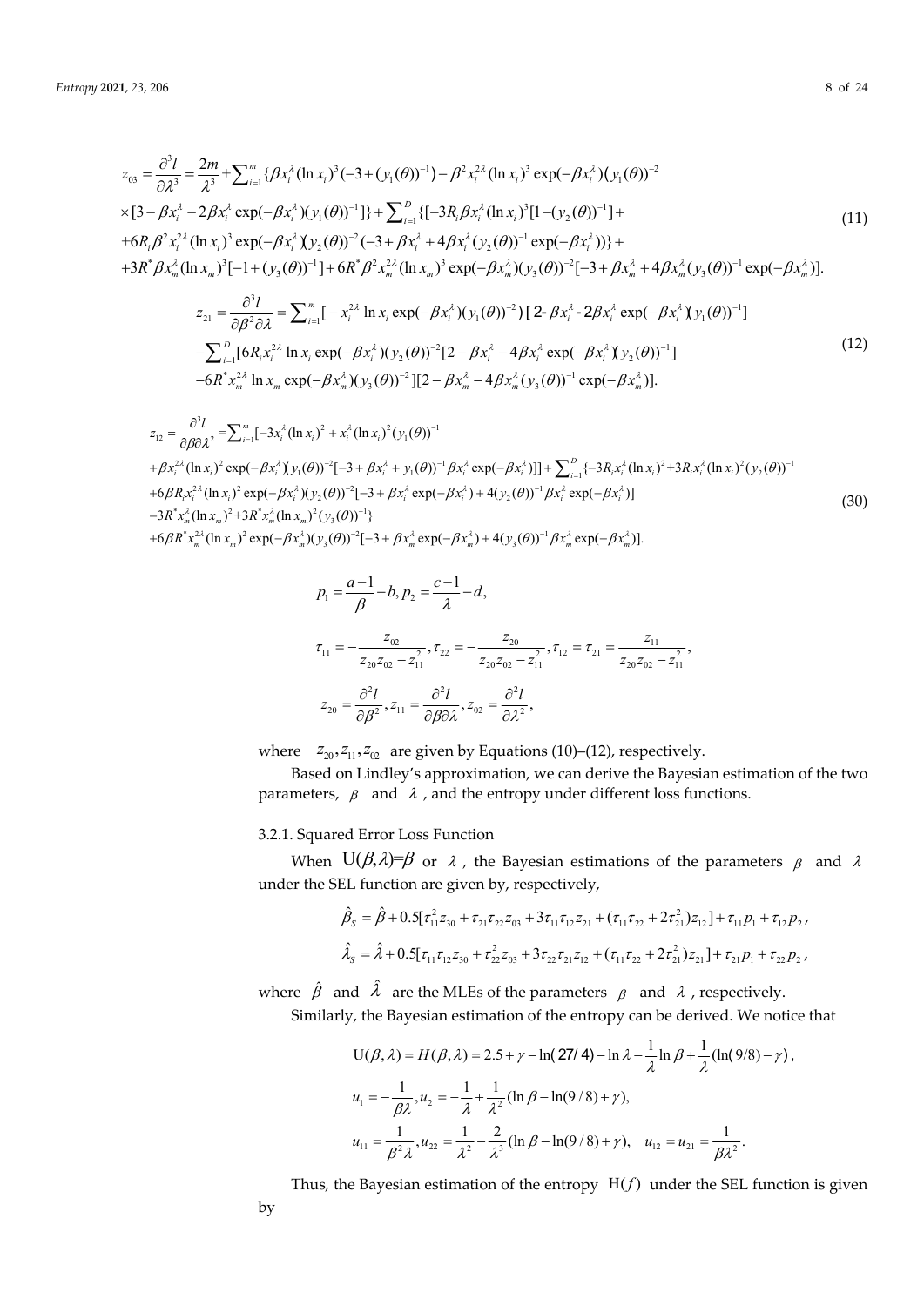$$
\begin{aligned}
z_{03} = \frac{\partial^3 l}{\partial \lambda^3} = \frac{2m}{\lambda^3} &+ \sum_{i=1}^{m} \{\beta x_i^{\lambda} (\ln x_i)^3 (-3 + (y_1(\theta))^{-1}) - \beta^2 x_i^{2\lambda} (\ln x_i)^3 \exp(-\beta x_i^{\lambda})(y_1(\theta))^{-2} \\
&\times [3 - \beta x_i^{\lambda} - 2\beta x_i^{\lambda} \exp(-\beta x_i^{\lambda})(y_1(\theta))^{-1}]\} + \sum_{i=1}^{D} \{[-3R_i \beta x_i^{\lambda} (\ln x_i)^3 [1 - (y_2(\theta))^{-1}] + \\
&+ 6R_i \beta^2 x_i^{2\lambda} (\ln x_i)^3 \exp(-\beta x_i^{\lambda})(y_2(\theta))^{-2} (-3 + \beta x_i^{\lambda} + 4\beta x_i^{\lambda} (y_2(\theta))^{-1} \exp(-\beta x_i^{\lambda}))\} + \\
&+ 3R^* \beta x_m^{\lambda} (\ln x_m)^3 [-1 + (y_3(\theta))^{-1}] + 6R^* \beta^2 x_m^{2\lambda} (\ln x_m)^3 \exp(-\beta x_m^{\lambda})(y_3(\theta))^{-2} [-3 + \beta x_m^{\lambda} + 4\beta x_m^{\lambda} (y_3(\theta))^{-1} \exp(-\beta x_m^{\lambda})].
\end{aligned}
\tag{11}
$$

$$
\begin{aligned}
z_{21} = \frac{\partial^3 l}{\partial \beta^2 \partial \lambda} = &\sum_{i=1}^{m} [-x_i^{2\lambda} \ln x_i \exp(-\beta x_i^{\lambda})(y_1(\theta))^{-2}) [2 - \beta x_i^{\lambda} - 2\beta x_i^{\lambda} \exp(-\beta x_i^{\lambda})(y_1(\theta))^{-1}] \\
&- \sum_{i=1}^{D} [6R_i x_i^{2\lambda} \ln x_i \exp(-\beta x_i^{\lambda})(y_2(\theta))^{-2} [2 - \beta x_i^{\lambda} - 4\beta x_i^{\lambda} \exp(-\beta x_i^{\lambda})(y_2(\theta))^{-1}] \\
&- 6R^* x_m^{2\lambda} \ln x_m \exp(-\beta x_m^{\lambda})(y_3(\theta))^{-2}][2 - \beta x_m^{\lambda} - 4\beta x_m^{\lambda} (y_3(\theta))^{-1} \exp(-\beta x_m^{\lambda})].
\end{aligned}
\tag{12}
$$

$$
\begin{aligned}
z_{12} = \frac{\partial^3 l}{\partial \beta \partial \lambda^2} = &\sum_{i=1}^{m} [-3x_i^{\lambda} (\ln x_i)^2 + x_i^{\lambda} (\ln x_i)^2 (y_1(\theta))^{-1} \\
&+ \beta x_i^{2\lambda} (\ln x_i)^2 \exp(-\beta x_i^{\lambda})(y_1(\theta))^{-2} [-3 + \beta x_i^{\lambda} + y_1(\theta))^{-1} \beta x_i^{\lambda} \exp(-\beta x_i^{\lambda})]] + \sum_{i=1}^{D} \{-3R_i x_i^{\lambda} (\ln x_i)^2 + 3R_i x_i^{\lambda} (\ln x_i)^2 (y_2(\theta))^{-1} \\
&+ 6\beta R_i x_i^{2\lambda} (\ln x_i)^2 \exp(-\beta x_i^{\lambda})(y_2(\theta))^{-2} [-3 + \beta x_i^{\lambda} \exp(-\beta x_i^{\lambda}) + 4(y_2(\theta))^{-1} \beta x_i^{\lambda} \exp(-\beta x_i^{\lambda})] \\
&- 3R^* x_m^{\lambda} (\ln x_m)^2 + 3R^* x_m^{\lambda} (\ln x_m)^2 (y_3(\theta))^{-1}\} \\
&+ 6\beta R^* x_m^{2\lambda} (\ln x_m)^2 \exp(-\beta x_m^{\lambda})(y_3(\theta))^{-2} [-3 + \beta x_m^{\lambda} \exp(-\beta x_m^{\lambda}) + 4(y_3(\theta))^{-1} \beta x_m^{\lambda} \exp(-\beta x_m^{\lambda})].
\end{aligned}
\tag{30}
$$

$$
p_1 = \frac{a-1}{\beta} - b, \; p_2 = \frac{c-1}{\lambda} - d,
$$

$$
\tau_{11} = -\frac{z_{02}}{z_{20} z_{02} - z_{11}^2}, \; \tau_{22} = -\frac{z_{20}}{z_{20} z_{02} - z_{11}^2}, \; \tau_{12} = \tau_{21} = \frac{z_{11}}{z_{20} z_{02} - z_{11}^2},
$$

$$
z_{20} = \frac{\partial^2 l}{\partial \beta^2}, \; z_{11} = \frac{\partial^2 l}{\partial \beta \partial \lambda}, \; z_{02} = \frac{\partial^2 l}{\partial \lambda^2},
$$

where $z_{20}, z_{11}, z_{02}$ are given by Equations (10)–(12), respectively.

Based on Lindley's approximation, we can derive the Bayesian estimation of the two parameters, $\beta$ and $\lambda$, and the entropy under different loss functions.

### 3.2.1. Squared Error Loss Function

When $U(\beta,\lambda)=\beta$ or $\lambda$, the Bayesian estimations of the parameters $\beta$ and $\lambda$ under the SEL function are given by, respectively,

$$
\hat{\beta}_S = \hat{\beta} + 0.5[\tau_{11}^2 z_{30} + \tau_{21}\tau_{22} z_{03} + 3\tau_{11}\tau_{12} z_{21} + (\tau_{11}\tau_{22} + 2\tau_{21}^2) z_{12}] + \tau_{11} p_1 + \tau_{12} p_2,
$$

$$
\hat{\lambda}_S = \hat{\lambda} + 0.5[\tau_{11}\tau_{12} z_{30} + \tau_{22}^2 z_{03} + 3\tau_{22}\tau_{21} z_{12} + (\tau_{11}\tau_{22} + 2\tau_{21}^2) z_{21}] + \tau_{21} p_1 + \tau_{22} p_2,
$$

where $\hat{\beta}$ and $\hat{\lambda}$ are the MLEs of the parameters $\beta$ and $\lambda$, respectively.

Similarly, the Bayesian estimation of the entropy can be derived. We notice that

$$
U(\beta,\lambda) = H(\beta,\lambda) = 2.5 + \gamma - \ln(27/4) - \ln\lambda - \frac{1}{\lambda}\ln\beta + \frac{1}{\lambda}(\ln(9/8) - \gamma),
$$

$$
u_1 = -\frac{1}{\beta\lambda}, \; u_2 = -\frac{1}{\lambda} + \frac{1}{\lambda^2}(\ln\beta - \ln(9/8) + \gamma),
$$

$$
u_{11} = \frac{1}{\beta^2 \lambda}, \; u_{22} = \frac{1}{\lambda^2} - \frac{2}{\lambda^3}(\ln\beta - \ln(9/8) + \gamma), \quad u_{12} = u_{21} = \frac{1}{\beta\lambda^2}.
$$

Thus, the Bayesian estimation of the entropy $H(f)$ under the SEL function is given by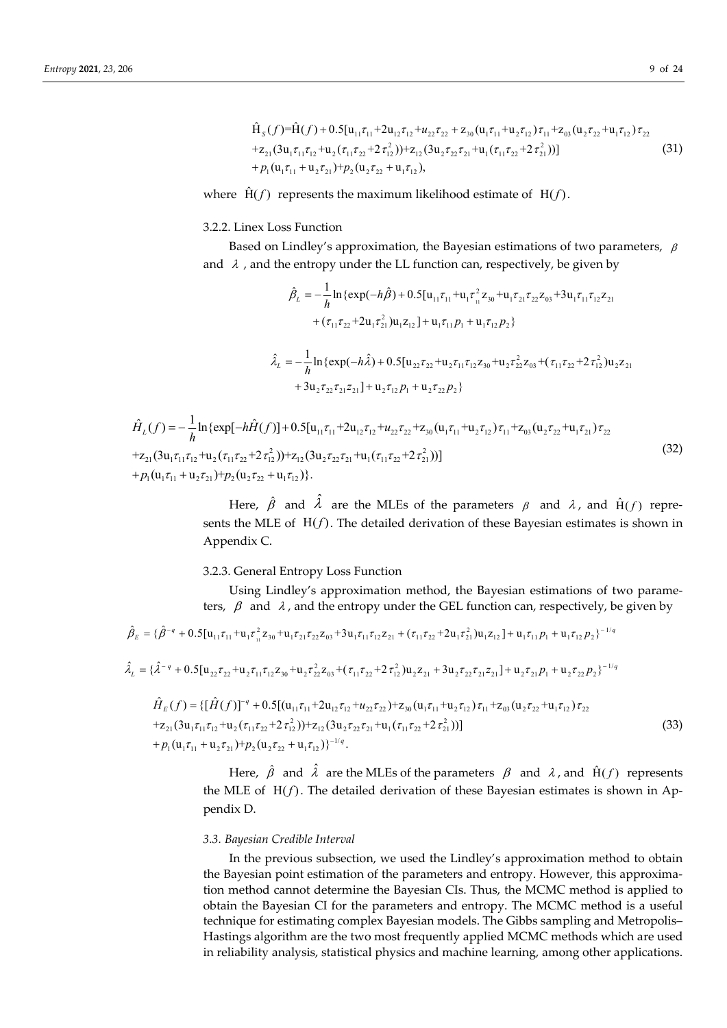$$
\begin{aligned}
\hat{\mathrm{H}}_S(f) &= \hat{\mathrm{H}}(f) + 0.5[\mathrm{u}_{11}\tau_{11} + 2\mathrm{u}_{12}\tau_{12} + u_{22}\tau_{22} + \mathrm{z}_{30}(\mathrm{u}_1\tau_{11} + \mathrm{u}_2\tau_{12})\tau_{11} + \mathrm{z}_{03}(\mathrm{u}_2\tau_{22} + \mathrm{u}_1\tau_{12})\tau_{22} \\
&+ \mathrm{z}_{21}(3\mathrm{u}_1\tau_{11}\tau_{12} + \mathrm{u}_2(\tau_{11}\tau_{22} + 2\tau_{12}^2)) + \mathrm{z}_{12}(3\mathrm{u}_2\tau_{22}\tau_{21} + \mathrm{u}_1(\tau_{11}\tau_{22} + 2\tau_{21}^2))] \\
&+ p_1(\mathrm{u}_1\tau_{11} + \mathrm{u}_2\tau_{21}) + p_2(\mathrm{u}_2\tau_{22} + \mathrm{u}_1\tau_{12}),
\end{aligned} \tag{31}
$$

where $\hat{\mathrm{H}}(f)$ represents the maximum likelihood estimate of $\mathrm{H}(f)$.

#### 3.2.2. Linex Loss Function

Based on Lindley's approximation, the Bayesian estimations of two parameters, $\beta$ and $\lambda$, and the entropy under the LL function can, respectively, be given by

$$
\begin{aligned}
\hat{\beta}_L = -\frac{1}{h}\ln\{&\exp(-h\hat{\beta}) + 0.5[\mathrm{u}_{11}\tau_{11} + \mathrm{u}_1\tau_{11}^2\mathrm{z}_{30} + \mathrm{u}_1\tau_{21}\tau_{22}\mathrm{z}_{03} + 3\mathrm{u}_1\tau_{11}\tau_{12}\mathrm{z}_{21} \\
&+ (\tau_{11}\tau_{22} + 2\mathrm{u}_1\tau_{21}^2)\mathrm{u}_1\mathrm{z}_{12}] + \mathrm{u}_1\tau_{11}p_1 + \mathrm{u}_1\tau_{12}p_2\}
\end{aligned}
$$

$$
\begin{aligned}
\hat{\lambda}_L = -\frac{1}{h}\ln\{&\exp(-h\hat{\lambda}) + 0.5[\mathrm{u}_{22}\tau_{22} + \mathrm{u}_2\tau_{11}\tau_{12}\mathrm{z}_{30} + \mathrm{u}_2\tau_{22}^2\mathrm{z}_{03} + (\tau_{11}\tau_{22} + 2\tau_{12}^2)\mathrm{u}_2\mathrm{z}_{21} \\
&+ 3\mathrm{u}_2\tau_{22}\tau_{21}z_{21}] + \mathrm{u}_2\tau_{12}p_1 + \mathrm{u}_2\tau_{22}p_2\}
\end{aligned}
$$

$$
\begin{aligned}
\hat{H}_L(f) = -\frac{1}{h}\ln\{&\exp[-h\hat{H}(f)] + 0.5[\mathrm{u}_{11}\tau_{11} + 2\mathrm{u}_{12}\tau_{12} + u_{22}\tau_{22} + \mathrm{z}_{30}(\mathrm{u}_1\tau_{11} + \mathrm{u}_2\tau_{12})\tau_{11} + \mathrm{z}_{03}(\mathrm{u}_2\tau_{22} + \mathrm{u}_1\tau_{21})\tau_{22} \\
&+ \mathrm{z}_{21}(3\mathrm{u}_1\tau_{11}\tau_{12} + \mathrm{u}_2(\tau_{11}\tau_{22} + 2\tau_{12}^2)) + \mathrm{z}_{12}(3\mathrm{u}_2\tau_{22}\tau_{21} + \mathrm{u}_1(\tau_{11}\tau_{22} + 2\tau_{21}^2))] \\
&+ p_1(\mathrm{u}_1\tau_{11} + \mathrm{u}_2\tau_{21}) + p_2(\mathrm{u}_2\tau_{22} + \mathrm{u}_1\tau_{12})\}.
\end{aligned} \tag{32}
$$

Here, $\hat{\beta}$ and $\hat{\lambda}$ are the MLEs of the parameters $\beta$ and $\lambda$, and $\hat{\mathrm{H}}(f)$ represents the MLE of $\mathrm{H}(f)$. The detailed derivation of these Bayesian estimates is shown in Appendix C.

#### 3.2.3. General Entropy Loss Function

Using Lindley's approximation method, the Bayesian estimations of two parameters, $\beta$ and $\lambda$, and the entropy under the GEL function can, respectively, be given by

$$
\hat{\beta}_E = \{\hat{\beta}^{-q} + 0.5[\mathrm{u}_{11}\tau_{11} + \mathrm{u}_1\tau_{11}^2\mathrm{z}_{30} + \mathrm{u}_1\tau_{21}\tau_{22}\mathrm{z}_{03} + 3\mathrm{u}_1\tau_{11}\tau_{12}\mathrm{z}_{21} + (\tau_{11}\tau_{22} + 2\mathrm{u}_1\tau_{21}^2)\mathrm{u}_1\mathrm{z}_{12}] + \mathrm{u}_1\tau_{11}p_1 + \mathrm{u}_1\tau_{12}p_2\}^{-1/q}
$$

$$
\hat{\lambda}_L = \{\hat{\lambda}^{-q} + 0.5[\mathrm{u}_{22}\tau_{22} + \mathrm{u}_2\tau_{11}\tau_{12}\mathrm{z}_{30} + \mathrm{u}_2\tau_{22}^2\mathrm{z}_{03} + (\tau_{11}\tau_{22} + 2\tau_{12}^2)\mathrm{u}_2\mathrm{z}_{21} + 3\mathrm{u}_2\tau_{22}\tau_{21}z_{21}] + \mathrm{u}_2\tau_{21}p_1 + \mathrm{u}_2\tau_{22}p_2\}^{-1/q}
$$

$$
\begin{aligned}
\hat{H}_E(f) = \{&[\hat{H}(f)]^{-q} + 0.5[(\mathrm{u}_{11}\tau_{11} + 2\mathrm{u}_{12}\tau_{12} + u_{22}\tau_{22}) + \mathrm{z}_{30}(\mathrm{u}_1\tau_{11} + \mathrm{u}_2\tau_{12})\tau_{11} + \mathrm{z}_{03}(\mathrm{u}_2\tau_{22} + \mathrm{u}_1\tau_{12})\tau_{22} \\
&+ \mathrm{z}_{21}(3\mathrm{u}_1\tau_{11}\tau_{12} + \mathrm{u}_2(\tau_{11}\tau_{22} + 2\tau_{12}^2)) + \mathrm{z}_{12}(3\mathrm{u}_2\tau_{22}\tau_{21} + \mathrm{u}_1(\tau_{11}\tau_{22} + 2\tau_{21}^2))] \\
&+ p_1(\mathrm{u}_1\tau_{11} + \mathrm{u}_2\tau_{21}) + p_2(\mathrm{u}_2\tau_{22} + \mathrm{u}_1\tau_{12})\}^{-1/q}.
\end{aligned} \tag{33}
$$

Here, $\hat{\beta}$ and $\hat{\lambda}$ are the MLEs of the parameters $\beta$ and $\lambda$, and $\hat{\mathrm{H}}(f)$ represents the MLE of $\mathrm{H}(f)$. The detailed derivation of these Bayesian estimates is shown in Appendix D.

### *3.3. Bayesian Credible Interval*

In the previous subsection, we used the Lindley's approximation method to obtain the Bayesian point estimation of the parameters and entropy. However, this approximation method cannot determine the Bayesian CIs. Thus, the MCMC method is applied to obtain the Bayesian CI for the parameters and entropy. The MCMC method is a useful technique for estimating complex Bayesian models. The Gibbs sampling and Metropolis–Hastings algorithm are the two most frequently applied MCMC methods which are used in reliability analysis, statistical physics and machine learning, among other applications.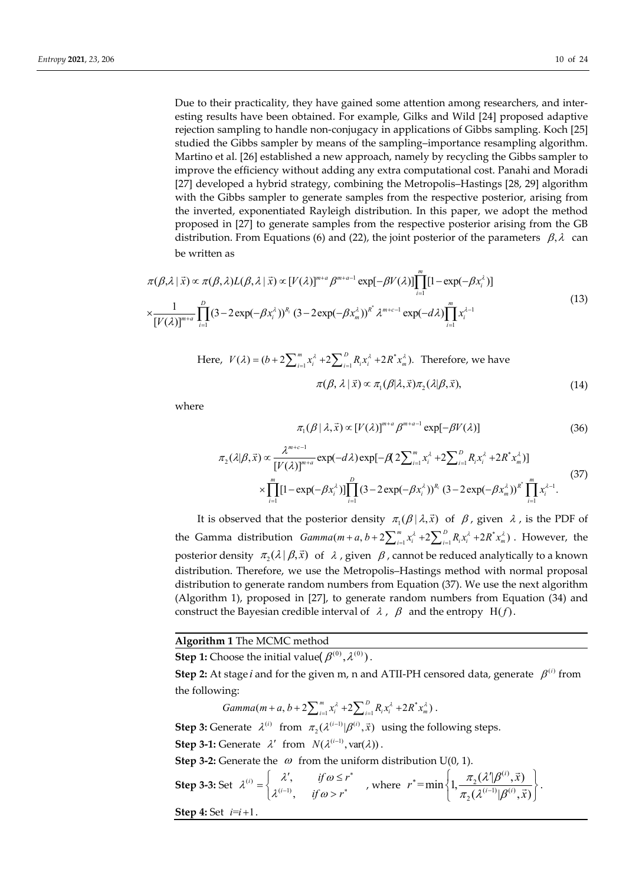Due to their practicality, they have gained some attention among researchers, and interesting results have been obtained. For example, Gilks and Wild [24] proposed adaptive rejection sampling to handle non-conjugacy in applications of Gibbs sampling. Koch [25] studied the Gibbs sampler by means of the sampling–importance resampling algorithm. Martino et al. [26] established a new approach, namely by recycling the Gibbs sampler to improve the efficiency without adding any extra computational cost. Panahi and Moradi [27] developed a hybrid strategy, combining the Metropolis–Hastings [28, 29] algorithm with the Gibbs sampler to generate samples from the respective posterior, arising from the inverted, exponentiated Rayleigh distribution. In this paper, we adopt the method proposed in [27] to generate samples from the respective posterior arising from the GB distribution. From Equations (6) and (22), the joint posterior of the parameters $\beta,\lambda$ can be written as

$$\pi(\beta,\lambda\mid\vec{x})\propto\pi(\beta,\lambda)L(\beta,\lambda\mid\vec{x})\propto[V(\lambda)]^{m+a}\beta^{m+a-1}\exp[-\beta V(\lambda)]\prod_{i=1}^{m}[1-\exp(-\beta x_i^{\lambda})]$$
$$\times\frac{1}{[V(\lambda)]^{m+a}}\prod_{i=1}^{D}(3-2\exp(-\beta x_i^{\lambda}))^{R_i}(3-2\exp(-\beta x_m^{\lambda}))^{R^*}\lambda^{m+c-1}\exp(-d\lambda)\prod_{i=1}^{m}x_i^{\lambda-1} \tag{13}$$

Here, $V(\lambda)=(b+2\sum_{i=1}^{m}x_i^{\lambda}+2\sum_{i=1}^{D}R_ix_i^{\lambda}+2R^*x_m^{\lambda})$. Therefore, we have

$$\pi(\beta,\lambda\mid\vec{x})\propto\pi_1(\beta|\lambda,\vec{x})\pi_2(\lambda|\beta,\vec{x}), \tag{14}$$

where

$$\pi_1(\beta\mid\lambda,\vec{x})\propto[V(\lambda)]^{m+a}\beta^{m+a-1}\exp[-\beta V(\lambda)] \tag{36}$$

$$\pi_2(\lambda|\beta,\vec{x})\propto\frac{\lambda^{m+c-1}}{[V(\lambda)]^{m+a}}\exp(-d\lambda)\exp[-\beta(2\sum_{i=1}^{m}x_i^{\lambda}+2\sum_{i=1}^{D}R_ix_i^{\lambda}+2R^*x_m^{\lambda})]$$
$$\times\prod_{i=1}^{m}[1-\exp(-\beta x_i^{\lambda})]\prod_{i=1}^{D}(3-2\exp(-\beta x_i^{\lambda}))^{R_i}(3-2\exp(-\beta x_m^{\lambda}))^{R^*}\prod_{i=1}^{m}x_i^{\lambda-1}. \tag{37}$$

It is observed that the posterior density $\pi_1(\beta\mid\lambda,\vec{x})$ of $\beta$, given $\lambda$, is the PDF of the Gamma distribution $Gamma(m+a,b+2\sum_{i=1}^{m}x_i^{\lambda}+2\sum_{i=1}^{D}R_ix_i^{\lambda}+2R^*x_m^{\lambda})$. However, the posterior density $\pi_2(\lambda\mid\beta,\vec{x})$ of $\lambda$, given $\beta$, cannot be reduced analytically to a known distribution. Therefore, we use the Metropolis–Hastings method with normal proposal distribution to generate random numbers from Equation (37). We use the next algorithm (Algorithm 1), proposed in [27], to generate random numbers from Equation (34) and construct the Bayesian credible interval of $\lambda$, $\beta$ and the entropy $\mathrm{H}(f)$.

**Algorithm 1** The MCMC method

**Step 1:** Choose the initial value $(\beta^{(0)},\lambda^{(0)})$.

**Step 2:** At stage $i$ and for the given m, n and ATII-PH censored data, generate $\beta^{(i)}$ from the following:

$$Gamma(m+a,b+2\sum_{i=1}^{m}x_i^{\lambda}+2\sum_{i=1}^{D}R_ix_i^{\lambda}+2R^*x_m^{\lambda}).$$

**Step 3:** Generate $\lambda^{(i)}$ from $\pi_2(\lambda^{(i-1)}|\beta^{(i)},\vec{x})$ using the following steps.

**Step 3-1:** Generate $\lambda'$ from $N(\lambda^{(i-1)},\mathrm{var}(\lambda))$.

**Step 3-2:** Generate the $\omega$ from the uniform distribution U(0, 1).

**Step 3-3:** Set $\lambda^{(i)}=\begin{cases}\lambda', & if\ \omega\le r^*\\ \lambda^{(i-1)}, & if\ \omega>r^*\end{cases}$, where $r^*=\min\left\{1,\dfrac{\pi_2(\lambda'|\beta^{(i)},\vec{x})}{\pi_2(\lambda^{(i-1)}|\beta^{(i)},\vec{x})}\right\}$.

**Step 4:** Set $i=i+1$.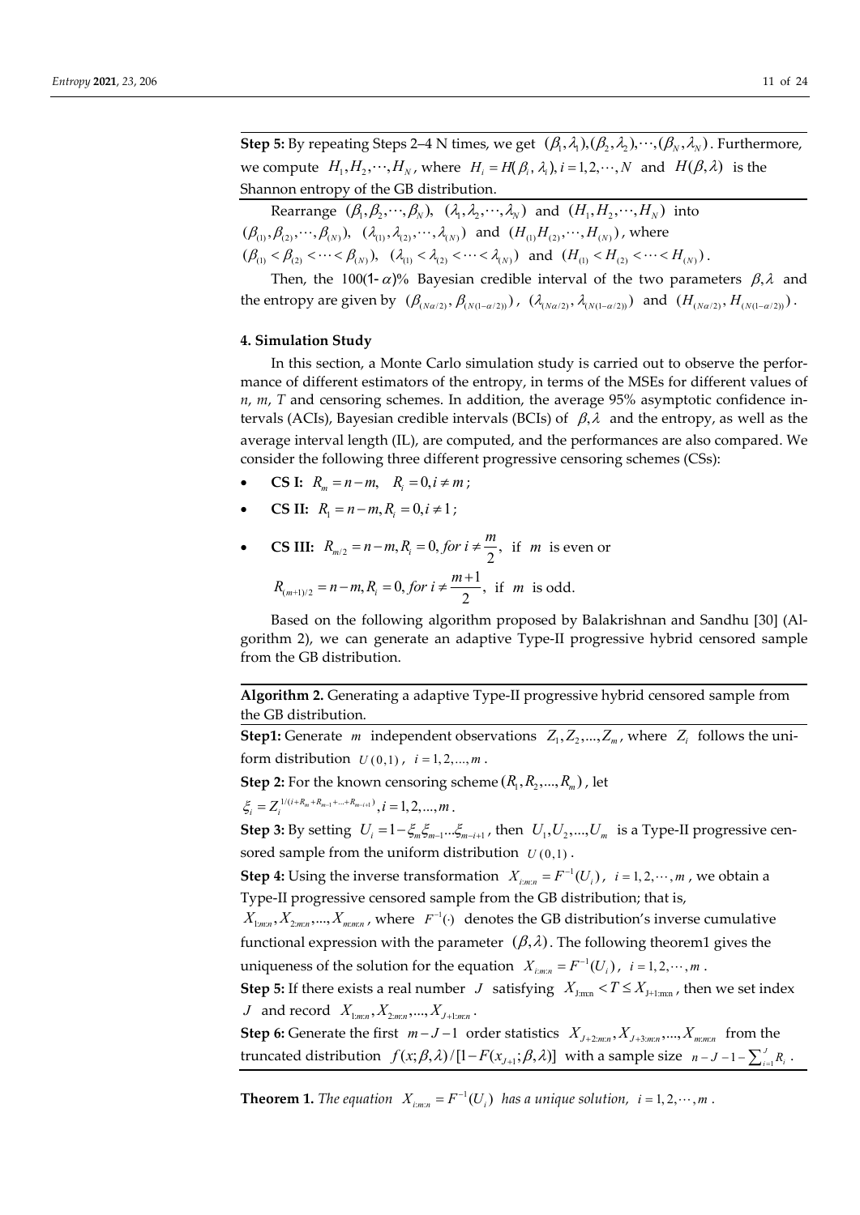**Step 5:** By repeating Steps 2–4 N times, we get $(\beta_1,\lambda_1),(\beta_2,\lambda_2),\cdots,(\beta_N,\lambda_N)$. Furthermore, we compute $H_1,H_2,\cdots,H_N$, where $H_i = H(\beta_i,\lambda_i), i=1,2,\cdots,N$ and $H(\beta,\lambda)$ is the Shannon entropy of the GB distribution.

Rearrange $(\beta_1,\beta_2,\cdots,\beta_N)$, $(\lambda_1,\lambda_2,\cdots,\lambda_N)$ and $(H_1,H_2,\cdots,H_N)$ into $(\beta_{(1)},\beta_{(2)},\cdots,\beta_{(N)})$, $(\lambda_{(1)},\lambda_{(2)},\cdots,\lambda_{(N)})$ and $(H_{(1)}H_{(2)},\cdots,H_{(N)})$, where $(\beta_{(1)}<\beta_{(2)}<\cdots<\beta_{(N)})$, $(\lambda_{(1)}<\lambda_{(2)}<\cdots<\lambda_{(N)})$ and $(H_{(1)}<H_{(2)}<\cdots<H_{(N)})$.

Then, the 100(1- $\alpha$)% Bayesian credible interval of the two parameters $\beta,\lambda$ and the entropy are given by $(\beta_{(N\alpha/2)},\beta_{(N(1-\alpha/2))})$, $(\lambda_{(N\alpha/2)},\lambda_{(N(1-\alpha/2))})$ and $(H_{(N\alpha/2)},H_{(N(1-\alpha/2))})$.

## 4. Simulation Study

In this section, a Monte Carlo simulation study is carried out to observe the performance of different estimators of the entropy, in terms of the MSEs for different values of *n*, *m*, *T* and censoring schemes. In addition, the average 95% asymptotic confidence intervals (ACIs), Bayesian credible intervals (BCIs) of $\beta,\lambda$ and the entropy, as well as the average interval length (IL), are computed, and the performances are also compared. We consider the following three different progressive censoring schemes (CSs):

- **CS I:** $R_m = n-m,\quad R_i = 0, i \neq m$;
- **CS II:** $R_1 = n-m, R_i = 0, i \neq 1$;
- **CS III:** $R_{m/2} = n-m, R_i = 0,\ for\ i \neq \dfrac{m}{2}$, if $m$ is even or

  $R_{(m+1)/2} = n-m, R_i = 0,\ for\ i \neq \dfrac{m+1}{2}$, if $m$ is odd.

Based on the following algorithm proposed by Balakrishnan and Sandhu [30] (Algorithm 2), we can generate an adaptive Type-II progressive hybrid censored sample from the GB distribution.

**Algorithm 2.** Generating a adaptive Type-II progressive hybrid censored sample from the GB distribution.

**Step1:** Generate $m$ independent observations $Z_1,Z_2,...,Z_m$, where $Z_i$ follows the uniform distribution $U(0,1)$, $i=1,2,...,m$.

**Step 2:** For the known censoring scheme $(R_1,R_2,...,R_m)$, let $\xi_i = Z_i^{1/(i+R_m+R_{m-1}+...+R_{m-i+1})}, i=1,2,...,m$.

**Step 3:** By setting $U_i = 1-\xi_m\xi_{m-1}...\xi_{m-i+1}$, then $U_1,U_2,...,U_m$ is a Type-II progressive censored sample from the uniform distribution $U(0,1)$.

**Step 4:** Using the inverse transformation $X_{i:m:n} = F^{-1}(U_i)$, $i=1,2,\cdots,m$, we obtain a Type-II progressive censored sample from the GB distribution; that is, $X_{1:m:n},X_{2:m:n},...,X_{m:m:n}$, where $F^{-1}(\cdot)$ denotes the GB distribution's inverse cumulative functional expression with the parameter $(\beta,\lambda)$. The following theorem1 gives the uniqueness of the solution for the equation $X_{i:m:n} = F^{-1}(U_i)$, $i=1,2,\cdots,m$.

**Step 5:** If there exists a real number $J$ satisfying $X_{J:m:n} < T \le X_{J+1:m:n}$, then we set index $J$ and record $X_{1:m:n},X_{2:m:n},...,X_{J+1:m:n}$.

**Step 6:** Generate the first $m-J-1$ order statistics $X_{J+2:m:n},X_{J+3:m:n},...,X_{m:m:n}$ from the truncated distribution $f(x;\beta,\lambda)/[1-F(x_{J+1};\beta,\lambda)]$ with a sample size $n-J-1-\sum_{i=1}^{J}R_i$.

**Theorem 1.** *The equation* $X_{i:m:n} = F^{-1}(U_i)$ *has a unique solution,* $i=1,2,\cdots,m$.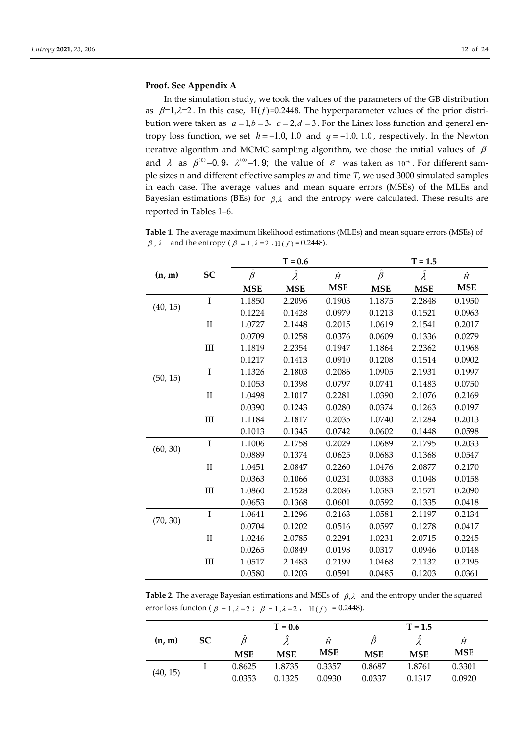**Proof. See Appendix A**

In the simulation study, we took the values of the parameters of the GB distribution as $\beta=1, \lambda=2$. In this case, $H(f)=0.2448$. The hyperparameter values of the prior distribution were taken as $a=1, b=3$, $c=2, d=3$. For the Linex loss function and general entropy loss function, we set $h=-1.0$, 1.0 and $q=-1.0$, 1.0, respectively. In the Newton iterative algorithm and MCMC sampling algorithm, we chose the initial values of $\beta$ and $\lambda$ as $\beta^{(0)}=0.9$, $\lambda^{(0)}=1.9$; the value of $\varepsilon$ was taken as $10^{-6}$. For different sample sizes n and different effective samples *m* and time *T*, we used 3000 simulated samples in each case. The average values and mean square errors (MSEs) of the MLEs and Bayesian estimations (BEs) for $\beta, \lambda$ and the entropy were calculated. These results are reported in Tables 1–6.

**Table 1.** The average maximum likelihood estimations (MLEs) and mean square errors (MSEs) of $\beta$, $\lambda$ and the entropy ($\beta=1, \lambda=2$, $H(f)=0.2448$).

| (n, m) | SC | T = 0.6 | | | T = 1.5 | | |
|---|---|---|---|---|---|---|---|
| | | $\hat{\beta}$ **MSE** | $\hat{\lambda}$ **MSE** | $\hat{H}$ **MSE** | $\hat{\beta}$ **MSE** | $\hat{\lambda}$ **MSE** | $\hat{H}$ **MSE** |
| (40, 15) | I | 1.1850 | 2.2096 | 0.1903 | 1.1875 | 2.2848 | 0.1950 |
| | | 0.1224 | 0.1428 | 0.0979 | 0.1213 | 0.1521 | 0.0963 |
| | II | 1.0727 | 2.1448 | 0.2015 | 1.0619 | 2.1541 | 0.2017 |
| | | 0.0709 | 0.1258 | 0.0376 | 0.0609 | 0.1336 | 0.0279 |
| | III | 1.1819 | 2.2354 | 0.1947 | 1.1864 | 2.2362 | 0.1968 |
| | | 0.1217 | 0.1413 | 0.0910 | 0.1208 | 0.1514 | 0.0902 |
| (50, 15) | I | 1.1326 | 2.1803 | 0.2086 | 1.0905 | 2.1931 | 0.1997 |
| | | 0.1053 | 0.1398 | 0.0797 | 0.0741 | 0.1483 | 0.0750 |
| | II | 1.0498 | 2.1017 | 0.2281 | 1.0390 | 2.1076 | 0.2169 |
| | | 0.0390 | 0.1243 | 0.0280 | 0.0374 | 0.1263 | 0.0197 |
| | III | 1.1184 | 2.1817 | 0.2035 | 1.0740 | 2.1284 | 0.2013 |
| | | 0.1013 | 0.1345 | 0.0742 | 0.0602 | 0.1448 | 0.0598 |
| (60, 30) | I | 1.1006 | 2.1758 | 0.2029 | 1.0689 | 2.1795 | 0.2033 |
| | | 0.0889 | 0.1374 | 0.0625 | 0.0683 | 0.1368 | 0.0547 |
| | II | 1.0451 | 2.0847 | 0.2260 | 1.0476 | 2.0877 | 0.2170 |
| | | 0.0363 | 0.1066 | 0.0231 | 0.0383 | 0.1048 | 0.0158 |
| | III | 1.0860 | 2.1528 | 0.2086 | 1.0583 | 2.1571 | 0.2090 |
| | | 0.0653 | 0.1368 | 0.0601 | 0.0592 | 0.1335 | 0.0418 |
| (70, 30) | I | 1.0641 | 2.1296 | 0.2163 | 1.0581 | 2.1197 | 0.2134 |
| | | 0.0704 | 0.1202 | 0.0516 | 0.0597 | 0.1278 | 0.0417 |
| | II | 1.0246 | 2.0785 | 0.2294 | 1.0231 | 2.0715 | 0.2245 |
| | | 0.0265 | 0.0849 | 0.0198 | 0.0317 | 0.0946 | 0.0148 |
| | III | 1.0517 | 2.1483 | 0.2199 | 1.0468 | 2.1132 | 0.2195 |
| | | 0.0580 | 0.1203 | 0.0591 | 0.0485 | 0.1203 | 0.0361 |

**Table 2.** The average Bayesian estimations and MSEs of $\beta, \lambda$ and the entropy under the squared error loss functon ($\beta=1, \lambda=2$; $\beta=1, \lambda=2$, $H(f)=0.2448$).

| (n, m) | SC | T = 0.6 | | | T = 1.5 | | |
|---|---|---|---|---|---|---|---|
| | | $\hat{\beta}$ **MSE** | $\hat{\lambda}$ **MSE** | $\hat{H}$ **MSE** | $\hat{\beta}$ **MSE** | $\hat{\lambda}$ **MSE** | $\hat{H}$ **MSE** |
| (40, 15) | I | 0.8625 | 1.8735 | 0.3357 | 0.8687 | 1.8761 | 0.3301 |
| | | 0.0353 | 0.1325 | 0.0930 | 0.0337 | 0.1317 | 0.0920 |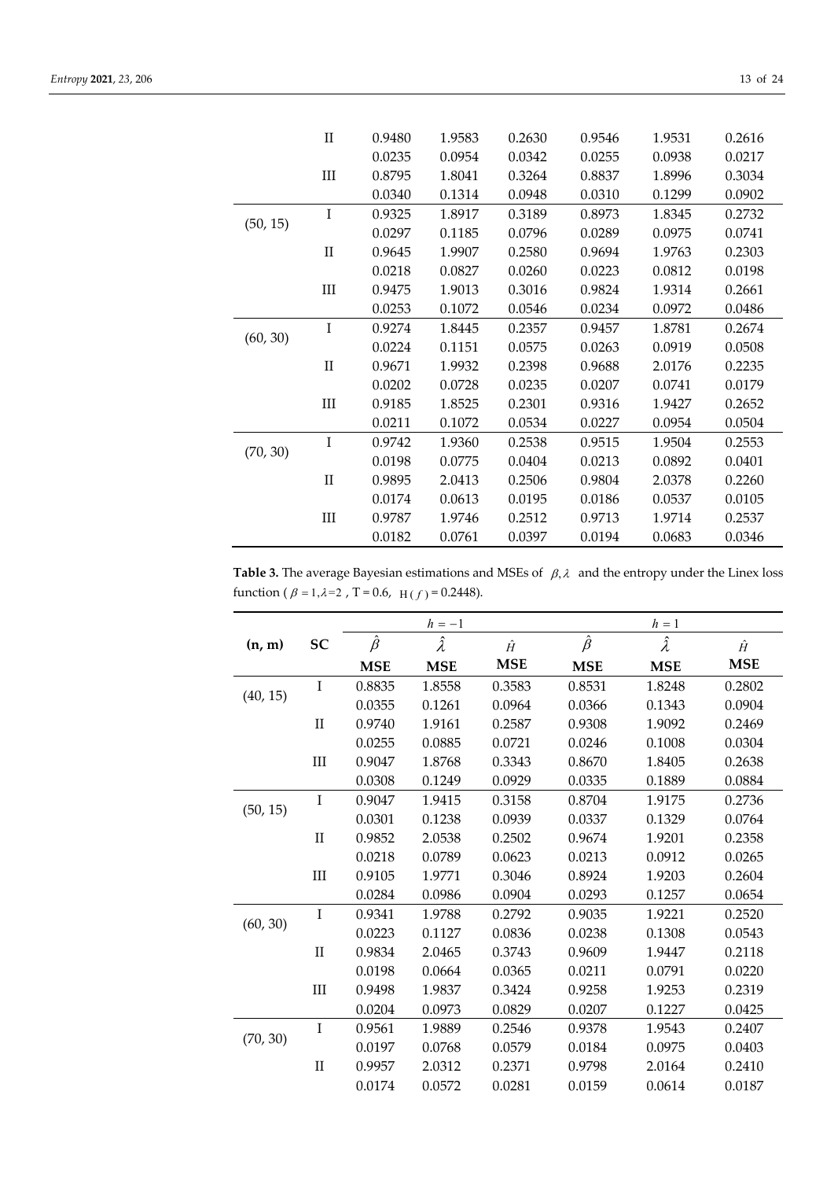|  | II | 0.9480 | 1.9583 | 0.2630 | 0.9546 | 1.9531 | 0.2616 |
|---|---|---|---|---|---|---|---|
|  |  | 0.0235 | 0.0954 | 0.0342 | 0.0255 | 0.0938 | 0.0217 |
|  | III | 0.8795 | 1.8041 | 0.3264 | 0.8837 | 1.8996 | 0.3034 |
|  |  | 0.0340 | 0.1314 | 0.0948 | 0.0310 | 0.1299 | 0.0902 |
| (50, 15) | I | 0.9325 | 1.8917 | 0.3189 | 0.8973 | 1.8345 | 0.2732 |
|  |  | 0.0297 | 0.1185 | 0.0796 | 0.0289 | 0.0975 | 0.0741 |
|  | II | 0.9645 | 1.9907 | 0.2580 | 0.9694 | 1.9763 | 0.2303 |
|  |  | 0.0218 | 0.0827 | 0.0260 | 0.0223 | 0.0812 | 0.0198 |
|  | III | 0.9475 | 1.9013 | 0.3016 | 0.9824 | 1.9314 | 0.2661 |
|  |  | 0.0253 | 0.1072 | 0.0546 | 0.0234 | 0.0972 | 0.0486 |
| (60, 30) | I | 0.9274 | 1.8445 | 0.2357 | 0.9457 | 1.8781 | 0.2674 |
|  |  | 0.0224 | 0.1151 | 0.0575 | 0.0263 | 0.0919 | 0.0508 |
|  | II | 0.9671 | 1.9932 | 0.2398 | 0.9688 | 2.0176 | 0.2235 |
|  |  | 0.0202 | 0.0728 | 0.0235 | 0.0207 | 0.0741 | 0.0179 |
|  | III | 0.9185 | 1.8525 | 0.2301 | 0.9316 | 1.9427 | 0.2652 |
|  |  | 0.0211 | 0.1072 | 0.0534 | 0.0227 | 0.0954 | 0.0504 |
| (70, 30) | I | 0.9742 | 1.9360 | 0.2538 | 0.9515 | 1.9504 | 0.2553 |
|  |  | 0.0198 | 0.0775 | 0.0404 | 0.0213 | 0.0892 | 0.0401 |
|  | II | 0.9895 | 2.0413 | 0.2506 | 0.9804 | 2.0378 | 0.2260 |
|  |  | 0.0174 | 0.0613 | 0.0195 | 0.0186 | 0.0537 | 0.0105 |
|  | III | 0.9787 | 1.9746 | 0.2512 | 0.9713 | 1.9714 | 0.2537 |
|  |  | 0.0182 | 0.0761 | 0.0397 | 0.0194 | 0.0683 | 0.0346 |

**Table 3.** The average Bayesian estimations and MSEs of $\beta, \lambda$ and the entropy under the Linex loss function ($\beta = 1, \lambda = 2$, T = 0.6, $H(f) = 0.2448$).

|  |  | $h = -1$ |  |  | $h = 1$ |  |  |
|---|---|---|---|---|---|---|---|
| **(n, m)** | **SC** | $\hat{\beta}$ | $\hat{\lambda}$ | $\hat{H}$ | $\hat{\beta}$ | $\hat{\lambda}$ | $\hat{H}$ |
|  |  | **MSE** | **MSE** | **MSE** | **MSE** | **MSE** | **MSE** |
| (40, 15) | I | 0.8835 | 1.8558 | 0.3583 | 0.8531 | 1.8248 | 0.2802 |
|  |  | 0.0355 | 0.1261 | 0.0964 | 0.0366 | 0.1343 | 0.0904 |
|  | II | 0.9740 | 1.9161 | 0.2587 | 0.9308 | 1.9092 | 0.2469 |
|  |  | 0.0255 | 0.0885 | 0.0721 | 0.0246 | 0.1008 | 0.0304 |
|  | III | 0.9047 | 1.8768 | 0.3343 | 0.8670 | 1.8405 | 0.2638 |
|  |  | 0.0308 | 0.1249 | 0.0929 | 0.0335 | 0.1889 | 0.0884 |
| (50, 15) | I | 0.9047 | 1.9415 | 0.3158 | 0.8704 | 1.9175 | 0.2736 |
|  |  | 0.0301 | 0.1238 | 0.0939 | 0.0337 | 0.1329 | 0.0764 |
|  | II | 0.9852 | 2.0538 | 0.2502 | 0.9674 | 1.9201 | 0.2358 |
|  |  | 0.0218 | 0.0789 | 0.0623 | 0.0213 | 0.0912 | 0.0265 |
|  | III | 0.9105 | 1.9771 | 0.3046 | 0.8924 | 1.9203 | 0.2604 |
|  |  | 0.0284 | 0.0986 | 0.0904 | 0.0293 | 0.1257 | 0.0654 |
| (60, 30) | I | 0.9341 | 1.9788 | 0.2792 | 0.9035 | 1.9221 | 0.2520 |
|  |  | 0.0223 | 0.1127 | 0.0836 | 0.0238 | 0.1308 | 0.0543 |
|  | II | 0.9834 | 2.0465 | 0.3743 | 0.9609 | 1.9447 | 0.2118 |
|  |  | 0.0198 | 0.0664 | 0.0365 | 0.0211 | 0.0791 | 0.0220 |
|  | III | 0.9498 | 1.9837 | 0.3424 | 0.9258 | 1.9253 | 0.2319 |
|  |  | 0.0204 | 0.0973 | 0.0829 | 0.0207 | 0.1227 | 0.0425 |
| (70, 30) | I | 0.9561 | 1.9889 | 0.2546 | 0.9378 | 1.9543 | 0.2407 |
|  |  | 0.0197 | 0.0768 | 0.0579 | 0.0184 | 0.0975 | 0.0403 |
|  | II | 0.9957 | 2.0312 | 0.2371 | 0.9798 | 2.0164 | 0.2410 |
|  |  | 0.0174 | 0.0572 | 0.0281 | 0.0159 | 0.0614 | 0.0187 |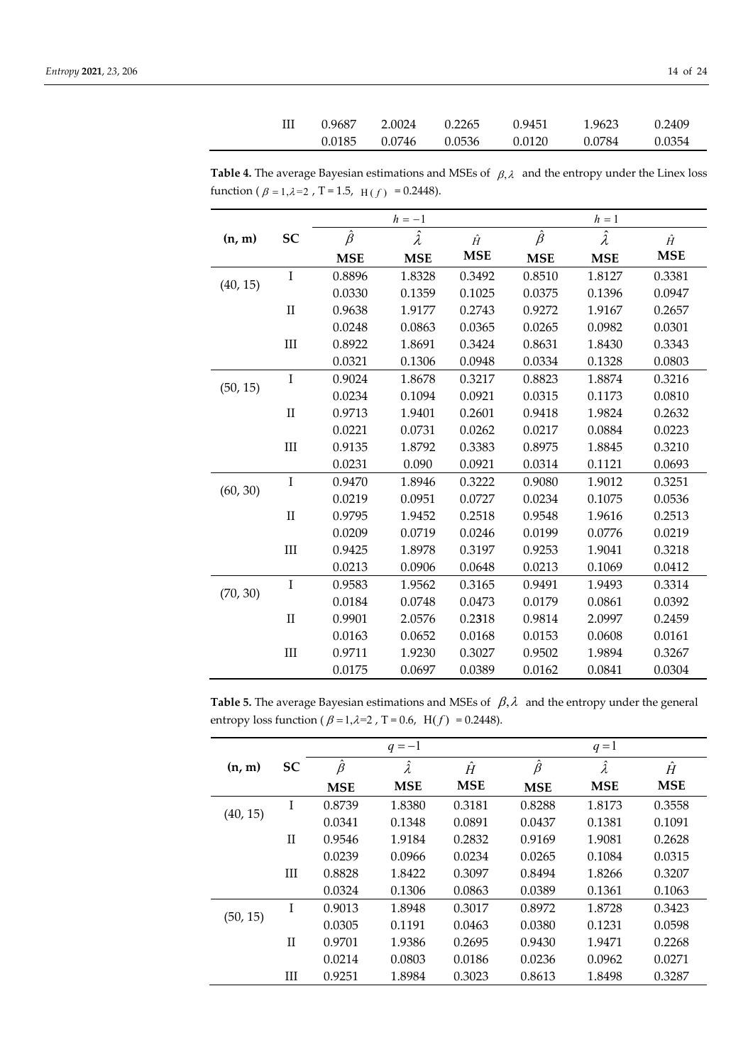|  |  |  |  |  |  |  |  |
|---|---|---|---|---|---|---|---|
|  | III | 0.9687 | 2.0024 | 0.2265 | 0.9451 | 1.9623 | 0.2409 |
|  |  | 0.0185 | 0.0746 | 0.0536 | 0.0120 | 0.0784 | 0.0354 |

**Table 4.** The average Bayesian estimations and MSEs of $\beta, \lambda$ and the entropy under the Linex loss function ($\beta = 1, \lambda = 2$, T = 1.5, $H(f) = 0.2448$).

| (n, m) | SC | $h = -1$ | | | $h = 1$ | | |
|---|---|---|---|---|---|---|---|
| | | $\hat{\beta}$ | $\hat{\lambda}$ | $\hat{H}$ | $\hat{\beta}$ | $\hat{\lambda}$ | $\hat{H}$ |
| | | **MSE** | **MSE** | **MSE** | **MSE** | **MSE** | **MSE** |
| (40, 15) | I | 0.8896 | 1.8328 | 0.3492 | 0.8510 | 1.8127 | 0.3381 |
| | | 0.0330 | 0.1359 | 0.1025 | 0.0375 | 0.1396 | 0.0947 |
| | II | 0.9638 | 1.9177 | 0.2743 | 0.9272 | 1.9167 | 0.2657 |
| | | 0.0248 | 0.0863 | 0.0365 | 0.0265 | 0.0982 | 0.0301 |
| | III | 0.8922 | 1.8691 | 0.3424 | 0.8631 | 1.8430 | 0.3343 |
| | | 0.0321 | 0.1306 | 0.0948 | 0.0334 | 0.1328 | 0.0803 |
| (50, 15) | I | 0.9024 | 1.8678 | 0.3217 | 0.8823 | 1.8874 | 0.3216 |
| | | 0.0234 | 0.1094 | 0.0921 | 0.0315 | 0.1173 | 0.0810 |
| | II | 0.9713 | 1.9401 | 0.2601 | 0.9418 | 1.9824 | 0.2632 |
| | | 0.0221 | 0.0731 | 0.0262 | 0.0217 | 0.0884 | 0.0223 |
| | III | 0.9135 | 1.8792 | 0.3383 | 0.8975 | 1.8845 | 0.3210 |
| | | 0.0231 | 0.090 | 0.0921 | 0.0314 | 0.1121 | 0.0693 |
| (60, 30) | I | 0.9470 | 1.8946 | 0.3222 | 0.9080 | 1.9012 | 0.3251 |
| | | 0.0219 | 0.0951 | 0.0727 | 0.0234 | 0.1075 | 0.0536 |
| | II | 0.9795 | 1.9452 | 0.2518 | 0.9548 | 1.9616 | 0.2513 |
| | | 0.0209 | 0.0719 | 0.0246 | 0.0199 | 0.0776 | 0.0219 |
| | III | 0.9425 | 1.8978 | 0.3197 | 0.9253 | 1.9041 | 0.3218 |
| | | 0.0213 | 0.0906 | 0.0648 | 0.0213 | 0.1069 | 0.0412 |
| (70, 30) | I | 0.9583 | 1.9562 | 0.3165 | 0.9491 | 1.9493 | 0.3314 |
| | | 0.0184 | 0.0748 | 0.0473 | 0.0179 | 0.0861 | 0.0392 |
| | II | 0.9901 | 2.0576 | 0.2318 | 0.9814 | 2.0997 | 0.2459 |
| | | 0.0163 | 0.0652 | 0.0168 | 0.0153 | 0.0608 | 0.0161 |
| | III | 0.9711 | 1.9230 | 0.3027 | 0.9502 | 1.9894 | 0.3267 |
| | | 0.0175 | 0.0697 | 0.0389 | 0.0162 | 0.0841 | 0.0304 |

**Table 5.** The average Bayesian estimations and MSEs of $\beta, \lambda$ and the entropy under the general entropy loss function ($\beta = 1, \lambda = 2$, T = 0.6, $H(f) = 0.2448$).

| (n, m) | SC | $q = -1$ | | | $q = 1$ | | |
|---|---|---|---|---|---|---|---|
| | | $\hat{\beta}$ | $\hat{\lambda}$ | $\hat{H}$ | $\hat{\beta}$ | $\hat{\lambda}$ | $\hat{H}$ |
| | | **MSE** | **MSE** | **MSE** | **MSE** | **MSE** | **MSE** |
| (40, 15) | I | 0.8739 | 1.8380 | 0.3181 | 0.8288 | 1.8173 | 0.3558 |
| | | 0.0341 | 0.1348 | 0.0891 | 0.0437 | 0.1381 | 0.1091 |
| | II | 0.9546 | 1.9184 | 0.2832 | 0.9169 | 1.9081 | 0.2628 |
| | | 0.0239 | 0.0966 | 0.0234 | 0.0265 | 0.1084 | 0.0315 |
| | III | 0.8828 | 1.8422 | 0.3097 | 0.8494 | 1.8266 | 0.3207 |
| | | 0.0324 | 0.1306 | 0.0863 | 0.0389 | 0.1361 | 0.1063 |
| (50, 15) | I | 0.9013 | 1.8948 | 0.3017 | 0.8972 | 1.8728 | 0.3423 |
| | | 0.0305 | 0.1191 | 0.0463 | 0.0380 | 0.1231 | 0.0598 |
| | II | 0.9701 | 1.9386 | 0.2695 | 0.9430 | 1.9471 | 0.2268 |
| | | 0.0214 | 0.0803 | 0.0186 | 0.0236 | 0.0962 | 0.0271 |
| | III | 0.9251 | 1.8984 | 0.3023 | 0.8613 | 1.8498 | 0.3287 |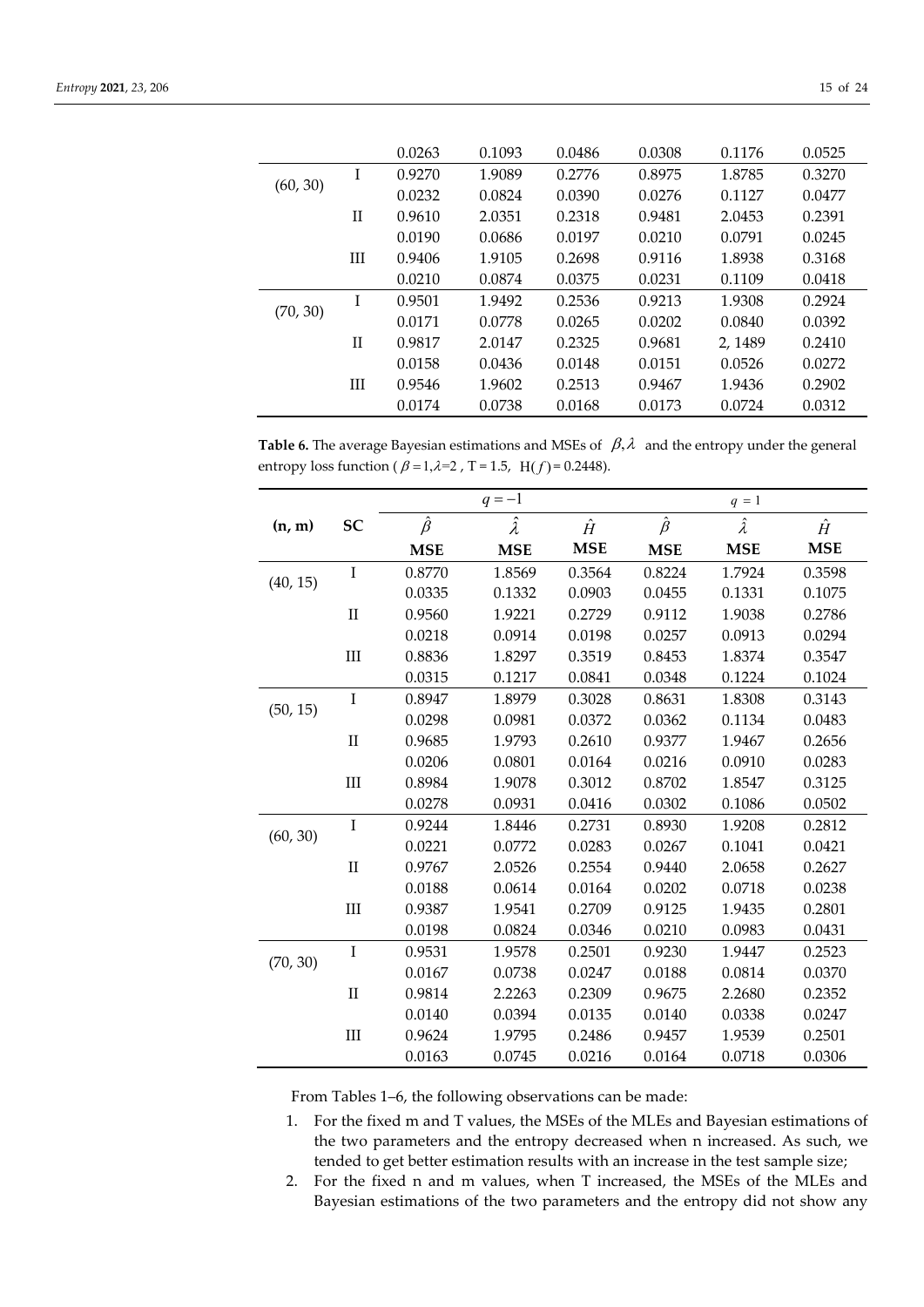|  |  | 0.0263 | 0.1093 | 0.0486 | 0.0308 | 0.1176 | 0.0525 |
|---|---|---|---|---|---|---|---|
| (60, 30) | I | 0.9270 | 1.9089 | 0.2776 | 0.8975 | 1.8785 | 0.3270 |
|  |  | 0.0232 | 0.0824 | 0.0390 | 0.0276 | 0.1127 | 0.0477 |
|  | II | 0.9610 | 2.0351 | 0.2318 | 0.9481 | 2.0453 | 0.2391 |
|  |  | 0.0190 | 0.0686 | 0.0197 | 0.0210 | 0.0791 | 0.0245 |
|  | III | 0.9406 | 1.9105 | 0.2698 | 0.9116 | 1.8938 | 0.3168 |
|  |  | 0.0210 | 0.0874 | 0.0375 | 0.0231 | 0.1109 | 0.0418 |
| (70, 30) | I | 0.9501 | 1.9492 | 0.2536 | 0.9213 | 1.9308 | 0.2924 |
|  |  | 0.0171 | 0.0778 | 0.0265 | 0.0202 | 0.0840 | 0.0392 |
|  | II | 0.9817 | 2.0147 | 0.2325 | 0.9681 | 2, 1489 | 0.2410 |
|  |  | 0.0158 | 0.0436 | 0.0148 | 0.0151 | 0.0526 | 0.0272 |
|  | III | 0.9546 | 1.9602 | 0.2513 | 0.9467 | 1.9436 | 0.2902 |
|  |  | 0.0174 | 0.0738 | 0.0168 | 0.0173 | 0.0724 | 0.0312 |

**Table 6.** The average Bayesian estimations and MSEs of $\beta, \lambda$ and the entropy under the general entropy loss function ($\beta = 1, \lambda = 2$, T = 1.5, $H(f) = 0.2448$).

|  |  | $q = -1$ |  |  | $q = 1$ |  |  |
|---|---|---|---|---|---|---|---|
| **(n, m)** | **SC** | $\hat{\beta}$ | $\hat{\lambda}$ | $\hat{H}$ | $\hat{\beta}$ | $\hat{\lambda}$ | $\hat{H}$ |
|  |  | **MSE** | **MSE** | **MSE** | **MSE** | **MSE** | **MSE** |
| (40, 15) | I | 0.8770 | 1.8569 | 0.3564 | 0.8224 | 1.7924 | 0.3598 |
|  |  | 0.0335 | 0.1332 | 0.0903 | 0.0455 | 0.1331 | 0.1075 |
|  | II | 0.9560 | 1.9221 | 0.2729 | 0.9112 | 1.9038 | 0.2786 |
|  |  | 0.0218 | 0.0914 | 0.0198 | 0.0257 | 0.0913 | 0.0294 |
|  | III | 0.8836 | 1.8297 | 0.3519 | 0.8453 | 1.8374 | 0.3547 |
|  |  | 0.0315 | 0.1217 | 0.0841 | 0.0348 | 0.1224 | 0.1024 |
| (50, 15) | I | 0.8947 | 1.8979 | 0.3028 | 0.8631 | 1.8308 | 0.3143 |
|  |  | 0.0298 | 0.0981 | 0.0372 | 0.0362 | 0.1134 | 0.0483 |
|  | II | 0.9685 | 1.9793 | 0.2610 | 0.9377 | 1.9467 | 0.2656 |
|  |  | 0.0206 | 0.0801 | 0.0164 | 0.0216 | 0.0910 | 0.0283 |
|  | III | 0.8984 | 1.9078 | 0.3012 | 0.8702 | 1.8547 | 0.3125 |
|  |  | 0.0278 | 0.0931 | 0.0416 | 0.0302 | 0.1086 | 0.0502 |
| (60, 30) | I | 0.9244 | 1.8446 | 0.2731 | 0.8930 | 1.9208 | 0.2812 |
|  |  | 0.0221 | 0.0772 | 0.0283 | 0.0267 | 0.1041 | 0.0421 |
|  | II | 0.9767 | 2.0526 | 0.2554 | 0.9440 | 2.0658 | 0.2627 |
|  |  | 0.0188 | 0.0614 | 0.0164 | 0.0202 | 0.0718 | 0.0238 |
|  | III | 0.9387 | 1.9541 | 0.2709 | 0.9125 | 1.9435 | 0.2801 |
|  |  | 0.0198 | 0.0824 | 0.0346 | 0.0210 | 0.0983 | 0.0431 |
| (70, 30) | I | 0.9531 | 1.9578 | 0.2501 | 0.9230 | 1.9447 | 0.2523 |
|  |  | 0.0167 | 0.0738 | 0.0247 | 0.0188 | 0.0814 | 0.0370 |
|  | II | 0.9814 | 2.2263 | 0.2309 | 0.9675 | 2.2680 | 0.2352 |
|  |  | 0.0140 | 0.0394 | 0.0135 | 0.0140 | 0.0338 | 0.0247 |
|  | III | 0.9624 | 1.9795 | 0.2486 | 0.9457 | 1.9539 | 0.2501 |
|  |  | 0.0163 | 0.0745 | 0.0216 | 0.0164 | 0.0718 | 0.0306 |

From Tables 1–6, the following observations can be made:

1. For the fixed m and T values, the MSEs of the MLEs and Bayesian estimations of the two parameters and the entropy decreased when n increased. As such, we tended to get better estimation results with an increase in the test sample size;
2. For the fixed n and m values, when T increased, the MSEs of the MLEs and Bayesian estimations of the two parameters and the entropy did not show any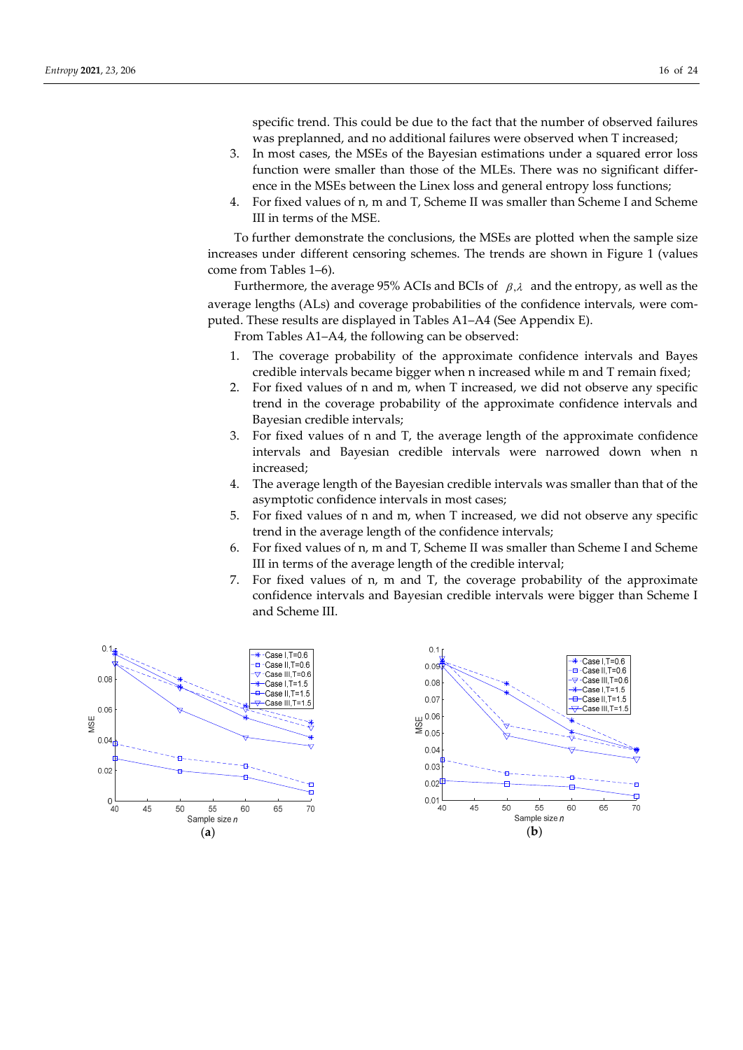specific trend. This could be due to the fact that the number of observed failures was preplanned, and no additional failures were observed when T increased;

3. In most cases, the MSEs of the Bayesian estimations under a squared error loss function were smaller than those of the MLEs. There was no significant difference in the MSEs between the Linex loss and general entropy loss functions;
4. For fixed values of n, m and T, Scheme II was smaller than Scheme I and Scheme III in terms of the MSE.

To further demonstrate the conclusions, the MSEs are plotted when the sample size increases under different censoring schemes. The trends are shown in Figure 1 (values come from Tables 1–6).

Furthermore, the average 95% ACIs and BCIs of $\beta, \lambda$ and the entropy, as well as the average lengths (ALs) and coverage probabilities of the confidence intervals, were computed. These results are displayed in Tables A1–A4 (See Appendix E).

From Tables A1–A4, the following can be observed:

1. The coverage probability of the approximate confidence intervals and Bayes credible intervals became bigger when n increased while m and T remain fixed;
2. For fixed values of n and m, when T increased, we did not observe any specific trend in the coverage probability of the approximate confidence intervals and Bayesian credible intervals;
3. For fixed values of n and T, the average length of the approximate confidence intervals and Bayesian credible intervals were narrowed down when n increased;
4. The average length of the Bayesian credible intervals was smaller than that of the asymptotic confidence intervals in most cases;
5. For fixed values of n and m, when T increased, we did not observe any specific trend in the average length of the confidence intervals;
6. For fixed values of n, m and T, Scheme II was smaller than Scheme I and Scheme III in terms of the average length of the credible interval;
7. For fixed values of n, m and T, the coverage probability of the approximate confidence intervals and Bayesian credible intervals were bigger than Scheme I and Scheme III.

(**a**) (**b**)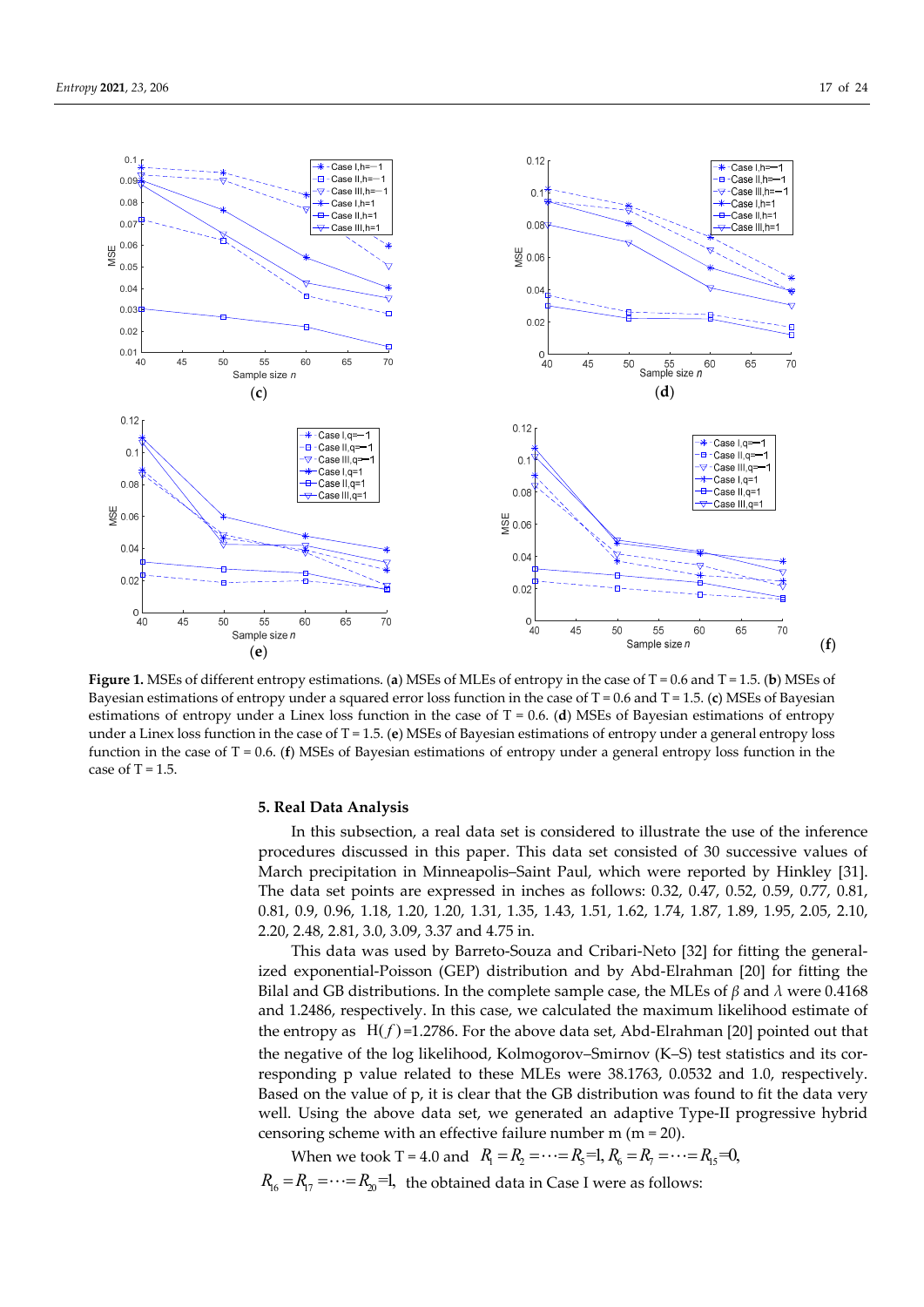**Figure 1.** MSEs of different entropy estimations. (**a**) MSEs of MLEs of entropy in the case of T = 0.6 and T = 1.5. (**b**) MSEs of Bayesian estimations of entropy under a squared error loss function in the case of T = 0.6 and T = 1.5. (**c**) MSEs of Bayesian estimations of entropy under a Linex loss function in the case of T = 0.6. (**d**) MSEs of Bayesian estimations of entropy under a Linex loss function in the case of T = 1.5. (**e**) MSEs of Bayesian estimations of entropy under a general entropy loss function in the case of T = 0.6. (**f**) MSEs of Bayesian estimations of entropy under a general entropy loss function in the case of T = 1.5.

## 5. Real Data Analysis

In this subsection, a real data set is considered to illustrate the use of the inference procedures discussed in this paper. This data set consisted of 30 successive values of March precipitation in Minneapolis–Saint Paul, which were reported by Hinkley [31]. The data set points are expressed in inches as follows: 0.32, 0.47, 0.52, 0.59, 0.77, 0.81, 0.81, 0.9, 0.96, 1.18, 1.20, 1.20, 1.31, 1.35, 1.43, 1.51, 1.62, 1.74, 1.87, 1.89, 1.95, 2.05, 2.10, 2.20, 2.48, 2.81, 3.0, 3.09, 3.37 and 4.75 in.

This data was used by Barreto-Souza and Cribari-Neto [32] for fitting the generalized exponential-Poisson (GEP) distribution and by Abd-Elrahman [20] for fitting the Bilal and GB distributions. In the complete sample case, the MLEs of $\beta$ and $\lambda$ were 0.4168 and 1.2486, respectively. In this case, we calculated the maximum likelihood estimate of the entropy as $\mathrm{H}(f)$=1.2786. For the above data set, Abd-Elrahman [20] pointed out that the negative of the log likelihood, Kolmogorov–Smirnov (K–S) test statistics and its corresponding p value related to these MLEs were 38.1763, 0.0532 and 1.0, respectively. Based on the value of p, it is clear that the GB distribution was found to fit the data very well. Using the above data set, we generated an adaptive Type-II progressive hybrid censoring scheme with an effective failure number m (m = 20).

When we took T = 4.0 and $R_1 = R_2 = \cdots = R_5 = 1, R_6 = R_7 = \cdots = R_{15} = 0,$ $R_{16} = R_{17} = \cdots = R_{20} = 1,$ the obtained data in Case I were as follows: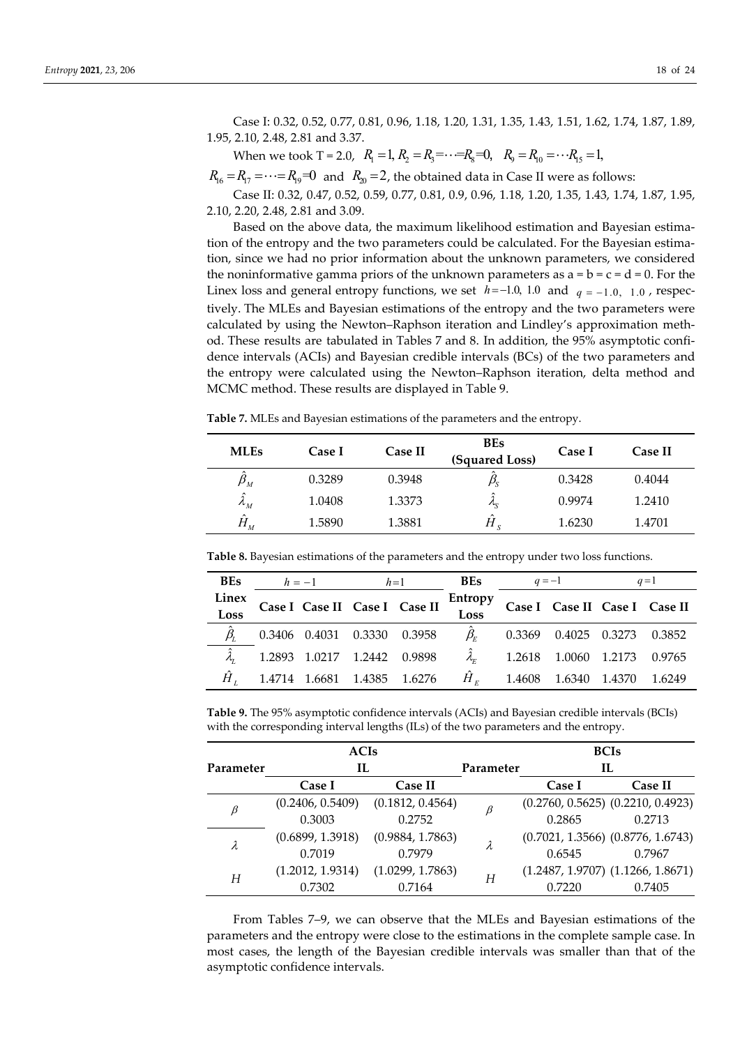Case I: 0.32, 0.52, 0.77, 0.81, 0.96, 1.18, 1.20, 1.31, 1.35, 1.43, 1.51, 1.62, 1.74, 1.87, 1.89, 1.95, 2.10, 2.48, 2.81 and 3.37.

When we took T = 2.0, $R_1 = 1, R_2 = R_3 = \cdots = R_8 = 0,\ \ R_9 = R_{10} = \cdots R_{15} = 1,$ $R_{16} = R_{17} = \cdots = R_{19} = 0$ and $R_{20} = 2$, the obtained data in Case II were as follows:

Case II: 0.32, 0.47, 0.52, 0.59, 0.77, 0.81, 0.9, 0.96, 1.18, 1.20, 1.35, 1.43, 1.74, 1.87, 1.95, 2.10, 2.20, 2.48, 2.81 and 3.09.

Based on the above data, the maximum likelihood estimation and Bayesian estimation of the entropy and the two parameters could be calculated. For the Bayesian estimation, since we had no prior information about the unknown parameters, we considered the noninformative gamma priors of the unknown parameters as a = b = c = d = 0. For the Linex loss and general entropy functions, we set $h = -1.0,\ 1.0$ and $q = -1.0,\ 1.0$, respectively. The MLEs and Bayesian estimations of the entropy and the two parameters were calculated by using the Newton–Raphson iteration and Lindley's approximation method. These results are tabulated in Tables 7 and 8. In addition, the 95% asymptotic confidence intervals (ACIs) and Bayesian credible intervals (BCs) of the two parameters and the entropy were calculated using the Newton–Raphson iteration, delta method and MCMC method. These results are displayed in Table 9.

**Table 7.** MLEs and Bayesian estimations of the parameters and the entropy.

| MLEs | Case I | Case II | BEs (Squared Loss) | Case I | Case II |
|---|---|---|---|---|---|
| $\hat{\beta}_M$ | 0.3289 | 0.3948 | $\hat{\beta}_S$ | 0.3428 | 0.4044 |
| $\hat{\lambda}_M$ | 1.0408 | 1.3373 | $\hat{\lambda}_S$ | 0.9974 | 1.2410 |
| $\hat{H}_M$ | 1.5890 | 1.3881 | $\hat{H}_S$ | 1.6230 | 1.4701 |

**Table 8.** Bayesian estimations of the parameters and the entropy under two loss functions.

| BEs | $h = -1$ | | $h = 1$ | | BEs | $q = -1$ | | $q = 1$ | |
|---|---|---|---|---|---|---|---|---|---|
| Linex Loss | Case I | Case II | Case I | Case II | Entropy Loss | Case I | Case II | Case I | Case II |
| $\hat{\beta}_L$ | 0.3406 | 0.4031 | 0.3330 | 0.3958 | $\hat{\beta}_E$ | 0.3369 | 0.4025 | 0.3273 | 0.3852 |
| $\hat{\lambda}_L$ | 1.2893 | 1.0217 | 1.2442 | 0.9898 | $\hat{\lambda}_E$ | 1.2618 | 1.0060 | 1.2173 | 0.9765 |
| $\hat{H}_L$ | 1.4714 | 1.6681 | 1.4385 | 1.6276 | $\hat{H}_E$ | 1.4608 | 1.6340 | 1.4370 | 1.6249 |

**Table 9.** The 95% asymptotic confidence intervals (ACIs) and Bayesian credible intervals (BCIs) with the corresponding interval lengths (ILs) of the two parameters and the entropy.

| Parameter | ACIs IL | | Parameter | BCIs IL | |
|---|---|---|---|---|---|
| | Case I | Case II | | Case I | Case II |
| $\beta$ | (0.2406, 0.5409) | (0.1812, 0.4564) | $\beta$ | (0.2760, 0.5625) | (0.2210, 0.4923) |
| | 0.3003 | 0.2752 | | 0.2865 | 0.2713 |
| $\lambda$ | (0.6899, 1.3918) | (0.9884, 1.7863) | $\lambda$ | (0.7021, 1.3566) | (0.8776, 1.6743) |
| | 0.7019 | 0.7979 | | 0.6545 | 0.7967 |
| $H$ | (1.2012, 1.9314) | (1.0299, 1.7863) | $H$ | (1.2487, 1.9707) | (1.1266, 1.8671) |
| | 0.7302 | 0.7164 | | 0.7220 | 0.7405 |

From Tables 7–9, we can observe that the MLEs and Bayesian estimations of the parameters and the entropy were close to the estimations in the complete sample case. In most cases, the length of the Bayesian credible intervals was smaller than that of the asymptotic confidence intervals.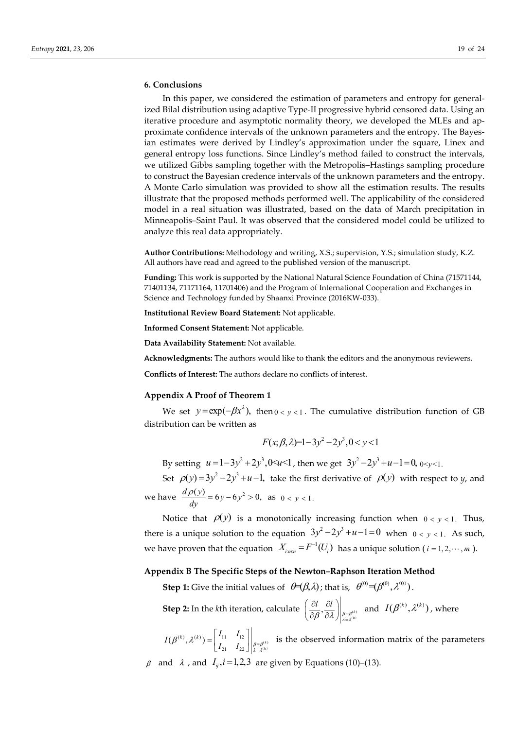## 6. Conclusions

In this paper, we considered the estimation of parameters and entropy for generalized Bilal distribution using adaptive Type-II progressive hybrid censored data. Using an iterative procedure and asymptotic normality theory, we developed the MLEs and approximate confidence intervals of the unknown parameters and the entropy. The Bayesian estimates were derived by Lindley's approximation under the square, Linex and general entropy loss functions. Since Lindley's method failed to construct the intervals, we utilized Gibbs sampling together with the Metropolis–Hastings sampling procedure to construct the Bayesian credence intervals of the unknown parameters and the entropy. A Monte Carlo simulation was provided to show all the estimation results. The results illustrate that the proposed methods performed well. The applicability of the considered model in a real situation was illustrated, based on the data of March precipitation in Minneapolis–Saint Paul. It was observed that the considered model could be utilized to analyze this real data appropriately.

**Author Contributions:** Methodology and writing, X.S.; supervision, Y.S.; simulation study, K.Z. All authors have read and agreed to the published version of the manuscript.

**Funding:** This work is supported by the National Natural Science Foundation of China (71571144, 71401134, 71171164, 11701406) and the Program of International Cooperation and Exchanges in Science and Technology funded by Shaanxi Province (2016KW-033).

**Institutional Review Board Statement:** Not applicable.

**Informed Consent Statement:** Not applicable.

**Data Availability Statement:** Not available.

**Acknowledgments:** The authors would like to thank the editors and the anonymous reviewers.

**Conflicts of Interest:** The authors declare no conflicts of interest.

## Appendix A Proof of Theorem 1

We set $y = \exp(-\beta x^{\lambda})$, then $0 < y < 1$. The cumulative distribution function of GB distribution can be written as

$$F(x;\beta,\lambda) = 1 - 3y^2 + 2y^3, 0 < y < 1$$

By setting $u = 1 - 3y^2 + 2y^3, 0 < u < 1$, then we get $3y^2 - 2y^3 + u - 1 = 0, \ 0 < y < 1.$

Set $\rho(y) = 3y^2 - 2y^3 + u - 1,$ take the first derivative of $\rho(y)$ with respect to *y*, and we have $\frac{d\rho(y)}{dy} = 6y - 6y^2 > 0,$ as $0 < y < 1.$

Notice that $\rho(y)$ is a monotonically increasing function when $0 < y < 1$. Thus, there is a unique solution to the equation $3y^2 - 2y^3 + u - 1 = 0$ when $0 < y < 1$. As such, we have proven that the equation $X_{i:m:n} = F^{-1}(U_i)$ has a unique solution ($i = 1, 2, \cdots, m$).

## Appendix B The Specific Steps of the Newton–Raphson Iteration Method

**Step 1:** Give the initial values of $\theta = (\beta, \lambda)$; that is, $\theta^{(0)} = (\beta^{(0)}, \lambda^{(0)})$.

**Step 2:** In the *k*th iteration, calculate $\left(\frac{\partial l}{\partial \beta}, \frac{\partial l}{\partial \lambda}\right)\Big|_{\substack{\beta=\beta^{(k)} \\ \lambda=\lambda^{(k)}}}$ and $I(\beta^{(k)}, \lambda^{(k)})$, where

$I(\beta^{(k)}, \lambda^{(k)}) = \begin{bmatrix} I_{11} & I_{12} \\ I_{21} & I_{22} \end{bmatrix}\Big|_{\substack{\beta=\beta^{(k)} \\ \lambda=\lambda^{(k)}}}$ is the observed information matrix of the parameters $\beta$ and $\lambda$, and $I_{ij}, i = 1,2,3$ are given by Equations (10)–(13).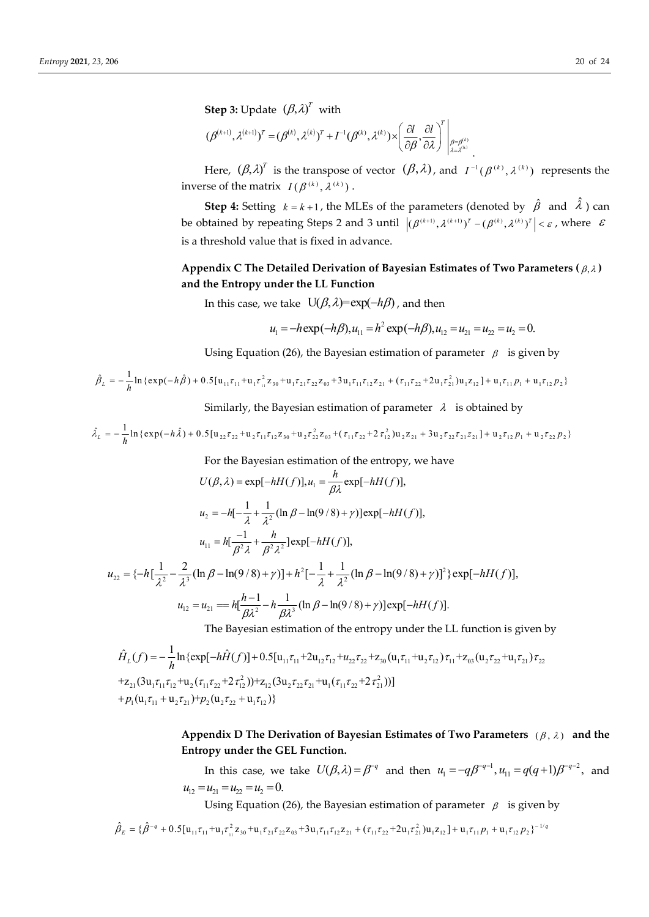**Step 3:** Update $(\beta,\lambda)^T$ with

$$(\beta^{(k+1)},\lambda^{(k+1)})^T=(\beta^{(k)},\lambda^{(k)})^T+I^{-1}(\beta^{(k)},\lambda^{(k)})\times\left(\frac{\partial l}{\partial\beta},\frac{\partial l}{\partial\lambda}\right)^T\Bigg|_{\substack{\beta=\beta^{(k)}\\ \lambda=\lambda^{(k)}}}.$$

Here, $(\beta,\lambda)^T$ is the transpose of vector $(\beta,\lambda)$, and $I^{-1}(\beta^{(k)},\lambda^{(k)})$ represents the inverse of the matrix $I(\beta^{(k)},\lambda^{(k)})$.

**Step 4:** Setting $k=k+1$, the MLEs of the parameters (denoted by $\hat{\beta}$ and $\hat{\lambda}$) can be obtained by repeating Steps 2 and 3 until $\left|(\beta^{(k+1)},\lambda^{(k+1)})^T-(\beta^{(k)},\lambda^{(k)})^T\right|<\varepsilon$, where $\varepsilon$ is a threshold value that is fixed in advance.

## Appendix C The Detailed Derivation of Bayesian Estimates of Two Parameters ($\beta,\lambda$) and the Entropy under the LL Function

In this case, we take $U(\beta,\lambda)=\exp(-h\beta)$, and then

$$u_1=-h\exp(-h\beta),u_{11}=h^2\exp(-h\beta),u_{12}=u_{21}=u_{22}=u_2=0.$$

Using Equation (26), the Bayesian estimation of parameter $\beta$ is given by

$$\hat{\beta}_L=-\frac{1}{h}\ln\{\exp(-h\hat{\beta})+0.5[u_{11}\tau_{11}+u_1\tau_{11}^2z_{30}+u_1\tau_{21}\tau_{22}z_{03}+3u_1\tau_{11}\tau_{12}z_{21}+(\tau_{11}\tau_{22}+2u_1\tau_{21}^2)u_1z_{12}]+u_1\tau_{11}p_1+u_1\tau_{12}p_2\}$$

Similarly, the Bayesian estimation of parameter $\lambda$ is obtained by

$$\hat{\lambda}_L=-\frac{1}{h}\ln\{\exp(-h\hat{\lambda})+0.5[u_{22}\tau_{22}+u_2\tau_{11}\tau_{12}z_{30}+u_2\tau_{22}^2z_{03}+(\tau_{11}\tau_{22}+2\tau_{12}^2)u_2z_{21}+3u_2\tau_{22}\tau_{21}z_{21}]+u_2\tau_{12}p_1+u_2\tau_{22}p_2\}$$

For the Bayesian estimation of the entropy, we have

$$U(\beta,\lambda)=\exp[-hH(f)],u_1=\frac{h}{\beta\lambda}\exp[-hH(f)],$$

$$u_2=-h[-\frac{1}{\lambda}+\frac{1}{\lambda^2}(\ln\beta-\ln(9/8)+\gamma)]\exp[-hH(f)],$$

$$u_{11}=h[\frac{-1}{\beta^2\lambda}+\frac{h}{\beta^2\lambda^2}]\exp[-hH(f)],$$

$$u_{22}=\{-h[\frac{1}{\lambda^2}-\frac{2}{\lambda^3}(\ln\beta-\ln(9/8)+\gamma)]+h^2[-\frac{1}{\lambda}+\frac{1}{\lambda^2}(\ln\beta-\ln(9/8)+\gamma)]^2\}\exp[-hH(f)],$$

$$u_{12}=u_{21}==h[\frac{h-1}{\beta\lambda^2}-h\frac{1}{\beta\lambda^3}(\ln\beta-\ln(9/8)+\gamma)]\exp[-hH(f)].$$

The Bayesian estimation of the entropy under the LL function is given by

$$\begin{aligned}\hat{H}_L(f)=-\frac{1}{h}\ln\{&\exp[-h\hat{H}(f)]+0.5[u_{11}\tau_{11}+2u_{12}\tau_{12}+u_{22}\tau_{22}+z_{30}(u_1\tau_{11}+u_2\tau_{12})\tau_{11}+z_{03}(u_2\tau_{22}+u_1\tau_{21})\tau_{22}\\&+z_{21}(3u_1\tau_{11}\tau_{12}+u_2(\tau_{11}\tau_{22}+2\tau_{12}^2))+z_{12}(3u_2\tau_{22}\tau_{21}+u_1(\tau_{11}\tau_{22}+2\tau_{21}^2))]\\&+p_1(u_1\tau_{11}+u_2\tau_{21})+p_2(u_2\tau_{22}+u_1\tau_{12})\}\end{aligned}$$

## Appendix D The Derivation of Bayesian Estimates of Two Parameters ($\beta,\lambda$) and the Entropy under the GEL Function.

In this case, we take $U(\beta,\lambda)=\beta^{-q}$ and then $u_1=-q\beta^{-q-1},u_{11}=q(q+1)\beta^{-q-2}$, and $u_{12}=u_{21}=u_{22}=u_2=0.$

Using Equation (26), the Bayesian estimation of parameter $\beta$ is given by

$$\hat{\beta}_E=\{\hat{\beta}^{-q}+0.5[u_{11}\tau_{11}+u_1\tau_{11}^2z_{30}+u_1\tau_{21}\tau_{22}z_{03}+3u_1\tau_{11}\tau_{12}z_{21}+(\tau_{11}\tau_{22}+2u_1\tau_{21}^2)u_1z_{12}]+u_1\tau_{11}p_1+u_1\tau_{12}p_2\}^{-1/q}$$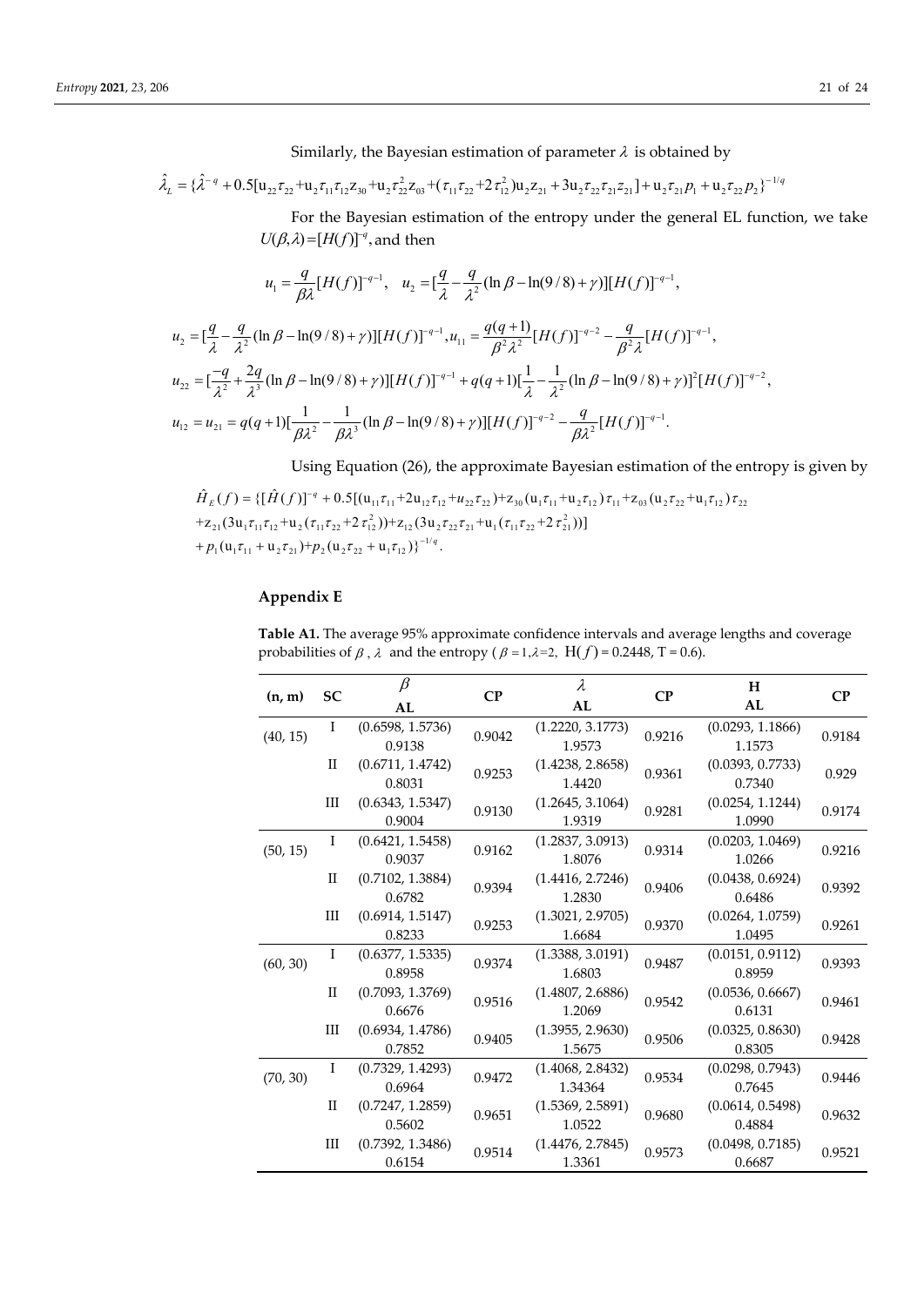Similarly, the Bayesian estimation of parameter $\lambda$ is obtained by

$$\hat{\lambda}_L = \{\hat{\lambda}^{-q} + 0.5[u_{22}\tau_{22} + u_2\tau_{11}\tau_{12}z_{30} + u_2\tau_{22}^2 z_{03} + (\tau_{11}\tau_{22} + 2\tau_{12}^2)u_2 z_{21} + 3u_2\tau_{22}\tau_{21}z_{21}] + u_2\tau_{21}p_1 + u_2\tau_{22}p_2\}^{-1/q}$$

For the Bayesian estimation of the entropy under the general EL function, we take $U(\beta,\lambda) = [H(f)]^{-q}$, and then

$$u_1 = \frac{q}{\beta\lambda}[H(f)]^{-q-1}, \quad u_2 = [\frac{q}{\lambda} - \frac{q}{\lambda^2}(\ln\beta - \ln(9/8) + \gamma)][H(f)]^{-q-1},$$

$$u_2 = [\frac{q}{\lambda} - \frac{q}{\lambda^2}(\ln\beta - \ln(9/8) + \gamma)][H(f)]^{-q-1}, u_{11} = \frac{q(q+1)}{\beta^2\lambda^2}[H(f)]^{-q-2} - \frac{q}{\beta^2\lambda}[H(f)]^{-q-1},$$

$$u_{22} = [\frac{-q}{\lambda^2} + \frac{2q}{\lambda^3}(\ln\beta - \ln(9/8) + \gamma)][H(f)]^{-q-1} + q(q+1)[\frac{1}{\lambda} - \frac{1}{\lambda^2}(\ln\beta - \ln(9/8) + \gamma)]^2[H(f)]^{-q-2},$$

$$u_{12} = u_{21} = q(q+1)[\frac{1}{\beta\lambda^2} - \frac{1}{\beta\lambda^3}(\ln\beta - \ln(9/8) + \gamma)][H(f)]^{-q-2} - \frac{q}{\beta\lambda^2}[H(f)]^{-q-1}.$$

Using Equation (26), the approximate Bayesian estimation of the entropy is given by

$$\begin{aligned}\hat{H}_E(f) = \{[\hat{H}(f)]^{-q} &+ 0.5[(u_{11}\tau_{11} + 2u_{12}\tau_{12} + u_{22}\tau_{22}) + z_{30}(u_1\tau_{11} + u_2\tau_{12})\tau_{11} + z_{03}(u_2\tau_{22} + u_1\tau_{12})\tau_{22} \\ &+ z_{21}(3u_1\tau_{11}\tau_{12} + u_2(\tau_{11}\tau_{22} + 2\tau_{12}^2)) + z_{12}(3u_2\tau_{22}\tau_{21} + u_1(\tau_{11}\tau_{22} + 2\tau_{21}^2))] \\ &+ p_1(u_1\tau_{11} + u_2\tau_{21}) + p_2(u_2\tau_{22} + u_1\tau_{12})\}^{-1/q}.\end{aligned}$$

## Appendix E

**Table A1.** The average 95% approximate confidence intervals and average lengths and coverage probabilities of $\beta$, $\lambda$ and the entropy ($\beta = 1, \lambda = 2$, $H(f) = 0.2448$, $T = 0.6$).

| (n, m) | SC | $\beta$ AL | CP | $\lambda$ AL | CP | H AL | CP |
|---|---|---|---|---|---|---|---|
| (40, 15) | I | (0.6598, 1.5736) 0.9138 | 0.9042 | (1.2220, 3.1773) 1.9573 | 0.9216 | (0.0293, 1.1866) 1.1573 | 0.9184 |
| | II | (0.6711, 1.4742) 0.8031 | 0.9253 | (1.4238, 2.8658) 1.4420 | 0.9361 | (0.0393, 0.7733) 0.7340 | 0.929 |
| | III | (0.6343, 1.5347) 0.9004 | 0.9130 | (1.2645, 3.1064) 1.9319 | 0.9281 | (0.0254, 1.1244) 1.0990 | 0.9174 |
| (50, 15) | I | (0.6421, 1.5458) 0.9037 | 0.9162 | (1.2837, 3.0913) 1.8076 | 0.9314 | (0.0203, 1.0469) 1.0266 | 0.9216 |
| | II | (0.7102, 1.3884) 0.6782 | 0.9394 | (1.4416, 2.7246) 1.2830 | 0.9406 | (0.0438, 0.6924) 0.6486 | 0.9392 |
| | III | (0.6914, 1.5147) 0.8233 | 0.9253 | (1.3021, 2.9705) 1.6684 | 0.9370 | (0.0264, 1.0759) 1.0495 | 0.9261 |
| (60, 30) | I | (0.6377, 1.5335) 0.8958 | 0.9374 | (1.3388, 3.0191) 1.6803 | 0.9487 | (0.0151, 0.9112) 0.8959 | 0.9393 |
| | II | (0.7093, 1.3769) 0.6676 | 0.9516 | (1.4807, 2.6886) 1.2069 | 0.9542 | (0.0536, 0.6667) 0.6131 | 0.9461 |
| | III | (0.6934, 1.4786) 0.7852 | 0.9405 | (1.3955, 2.9630) 1.5675 | 0.9506 | (0.0325, 0.8630) 0.8305 | 0.9428 |
| (70, 30) | I | (0.7329, 1.4293) 0.6964 | 0.9472 | (1.4068, 2.8432) 1.34364 | 0.9534 | (0.0298, 0.7943) 0.7645 | 0.9446 |
| | II | (0.7247, 1.2859) 0.5602 | 0.9651 | (1.5369, 2.5891) 1.0522 | 0.9680 | (0.0614, 0.5498) 0.4884 | 0.9632 |
| | III | (0.7392, 1.3486) 0.6154 | 0.9514 | (1.4476, 2.7845) 1.3361 | 0.9573 | (0.0498, 0.7185) 0.6687 | 0.9521 |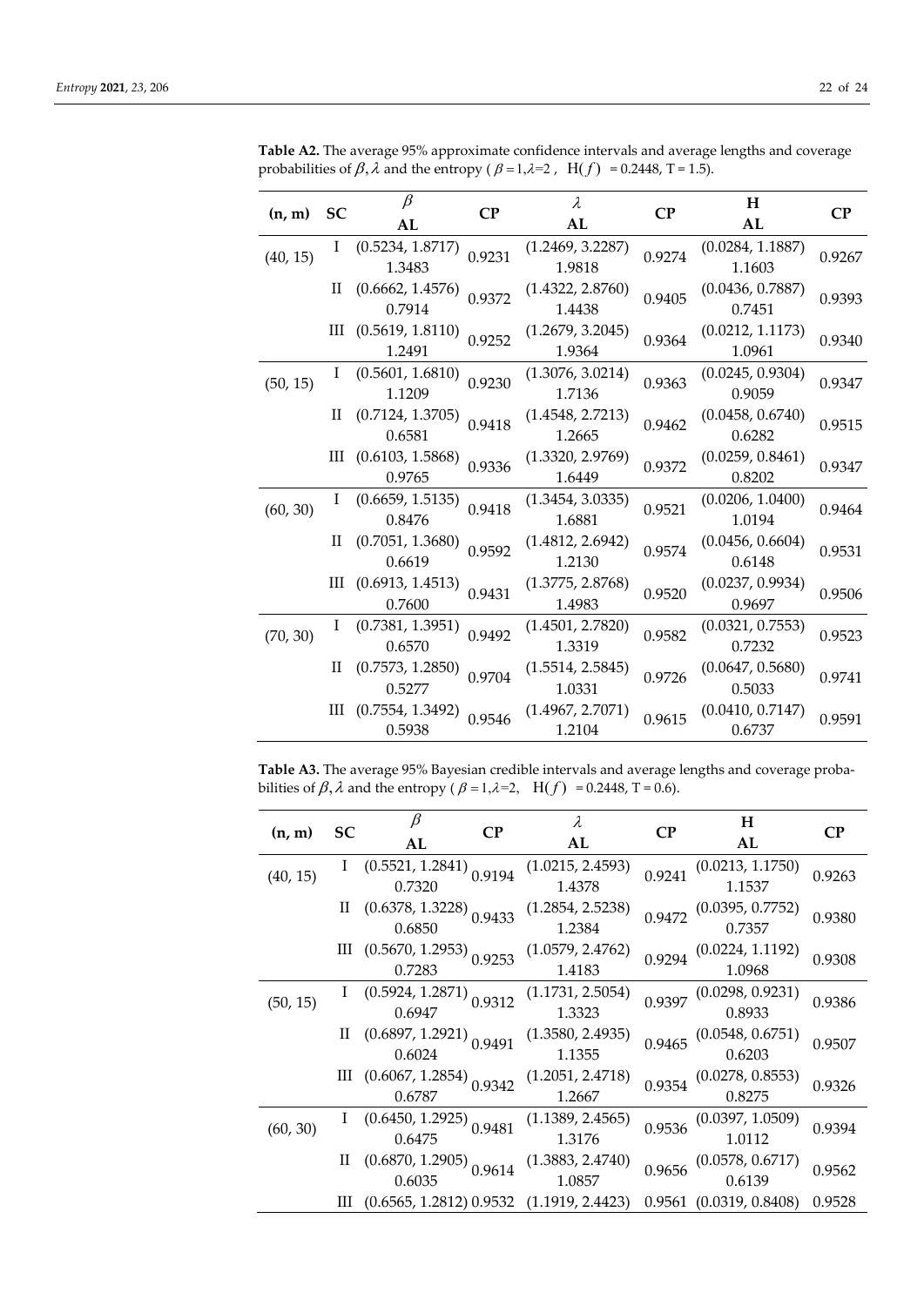**Table A2.** The average 95% approximate confidence intervals and average lengths and coverage probabilities of $\beta, \lambda$ and the entropy ( $\beta = 1, \lambda = 2$ , $H(f)$ = 0.2448, T = 1.5).

| (n, m) | SC | $\beta$ AL | CP | $\lambda$ AL | CP | H AL | CP |
|---|---|---|---|---|---|---|---|
| (40, 15) | I | (0.5234, 1.8717) 1.3483 | 0.9231 | (1.2469, 3.2287) 1.9818 | 0.9274 | (0.0284, 1.1887) 1.1603 | 0.9267 |
| | II | (0.6662, 1.4576) 0.7914 | 0.9372 | (1.4322, 2.8760) 1.4438 | 0.9405 | (0.0436, 0.7887) 0.7451 | 0.9393 |
| | III | (0.5619, 1.8110) 1.2491 | 0.9252 | (1.2679, 3.2045) 1.9364 | 0.9364 | (0.0212, 1.1173) 1.0961 | 0.9340 |
| (50, 15) | I | (0.5601, 1.6810) 1.1209 | 0.9230 | (1.3076, 3.0214) 1.7136 | 0.9363 | (0.0245, 0.9304) 0.9059 | 0.9347 |
| | II | (0.7124, 1.3705) 0.6581 | 0.9418 | (1.4548, 2.7213) 1.2665 | 0.9462 | (0.0458, 0.6740) 0.6282 | 0.9515 |
| | III | (0.6103, 1.5868) 0.9765 | 0.9336 | (1.3320, 2.9769) 1.6449 | 0.9372 | (0.0259, 0.8461) 0.8202 | 0.9347 |
| (60, 30) | I | (0.6659, 1.5135) 0.8476 | 0.9418 | (1.3454, 3.0335) 1.6881 | 0.9521 | (0.0206, 1.0400) 1.0194 | 0.9464 |
| | II | (0.7051, 1.3680) 0.6619 | 0.9592 | (1.4812, 2.6942) 1.2130 | 0.9574 | (0.0456, 0.6604) 0.6148 | 0.9531 |
| | III | (0.6913, 1.4513) 0.7600 | 0.9431 | (1.3775, 2.8768) 1.4983 | 0.9520 | (0.0237, 0.9934) 0.9697 | 0.9506 |
| (70, 30) | I | (0.7381, 1.3951) 0.6570 | 0.9492 | (1.4501, 2.7820) 1.3319 | 0.9582 | (0.0321, 0.7553) 0.7232 | 0.9523 |
| | II | (0.7573, 1.2850) 0.5277 | 0.9704 | (1.5514, 2.5845) 1.0331 | 0.9726 | (0.0647, 0.5680) 0.5033 | 0.9741 |
| | III | (0.7554, 1.3492) 0.5938 | 0.9546 | (1.4967, 2.7071) 1.2104 | 0.9615 | (0.0410, 0.7147) 0.6737 | 0.9591 |

**Table A3.** The average 95% Bayesian credible intervals and average lengths and coverage probabilities of $\beta, \lambda$ and the entropy ( $\beta = 1, \lambda = 2$, $H(f)$ = 0.2448, T = 0.6).

| (n, m) | SC | $\beta$ AL | CP | $\lambda$ AL | CP | H AL | CP |
|---|---|---|---|---|---|---|---|
| (40, 15) | I | (0.5521, 1.2841) 0.7320 | 0.9194 | (1.0215, 2.4593) 1.4378 | 0.9241 | (0.0213, 1.1750) 1.1537 | 0.9263 |
| | II | (0.6378, 1.3228) 0.6850 | 0.9433 | (1.2854, 2.5238) 1.2384 | 0.9472 | (0.0395, 0.7752) 0.7357 | 0.9380 |
| | III | (0.5670, 1.2953) 0.7283 | 0.9253 | (1.0579, 2.4762) 1.4183 | 0.9294 | (0.0224, 1.1192) 1.0968 | 0.9308 |
| (50, 15) | I | (0.5924, 1.2871) 0.6947 | 0.9312 | (1.1731, 2.5054) 1.3323 | 0.9397 | (0.0298, 0.9231) 0.8933 | 0.9386 |
| | II | (0.6897, 1.2921) 0.6024 | 0.9491 | (1.3580, 2.4935) 1.1355 | 0.9465 | (0.0548, 0.6751) 0.6203 | 0.9507 |
| | III | (0.6067, 1.2854) 0.6787 | 0.9342 | (1.2051, 2.4718) 1.2667 | 0.9354 | (0.0278, 0.8553) 0.8275 | 0.9326 |
| (60, 30) | I | (0.6450, 1.2925) 0.6475 | 0.9481 | (1.1389, 2.4565) 1.3176 | 0.9536 | (0.0397, 1.0509) 1.0112 | 0.9394 |
| | II | (0.6870, 1.2905) 0.6035 | 0.9614 | (1.3883, 2.4740) 1.0857 | 0.9656 | (0.0578, 0.6717) 0.6139 | 0.9562 |
| | III | (0.6565, 1.2812) | 0.9532 | (1.1919, 2.4423) | 0.9561 | (0.0319, 0.8408) | 0.9528 |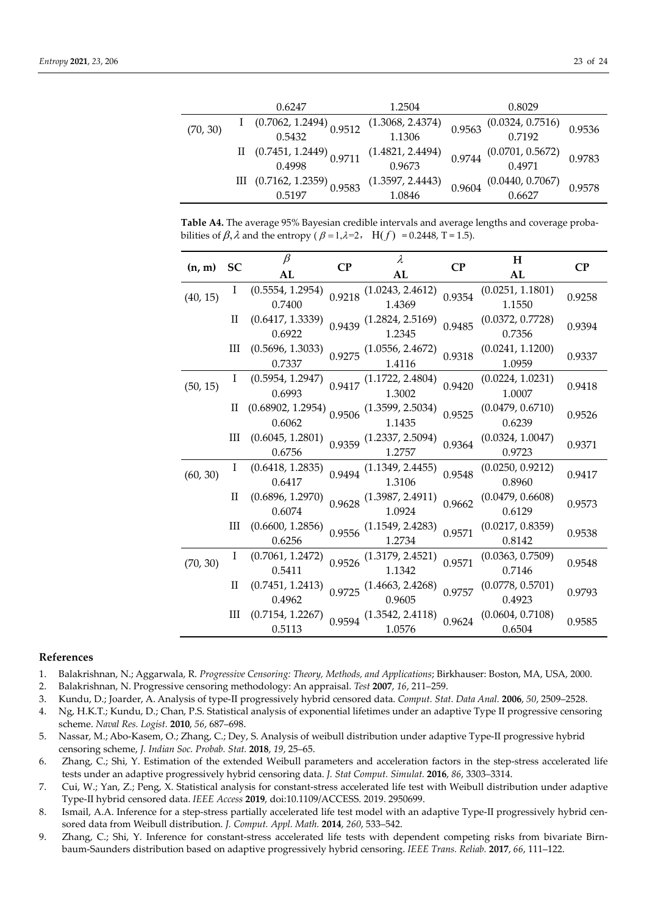| (n, m) | SC | $\beta$ AL | CP | $\lambda$ AL | CP | H AL | CP |
|---|---|---|---|---|---|---|---|
| | | 0.6247 | | 1.2504 | | 0.8029 | |
| (70, 30) | I | (0.7062, 1.2494) 0.5432 | 0.9512 | (1.3068, 2.4374) 1.1306 | 0.9563 | (0.0324, 0.7516) 0.7192 | 0.9536 |
| | II | (0.7451, 1.2449) 0.4998 | 0.9711 | (1.4821, 2.4494) 0.9673 | 0.9744 | (0.0701, 0.5672) 0.4971 | 0.9783 |
| | III | (0.7162, 1.2359) 0.5197 | 0.9583 | (1.3597, 2.4443) 1.0846 | 0.9604 | (0.0440, 0.7067) 0.6627 | 0.9578 |

**Table A4.** The average 95% Bayesian credible intervals and average lengths and coverage probabilities of $\beta, \lambda$ and the entropy ( $\beta = 1, \lambda = 2$, $H(f) = 0.2448$, T = 1.5).

| (n, m) | SC | $\beta$ AL | CP | $\lambda$ AL | CP | H AL | CP |
|---|---|---|---|---|---|---|---|
| (40, 15) | I | (0.5554, 1.2954) 0.7400 | 0.9218 | (1.0243, 2.4612) 1.4369 | 0.9354 | (0.0251, 1.1801) 1.1550 | 0.9258 |
| | II | (0.6417, 1.3339) 0.6922 | 0.9439 | (1.2824, 2.5169) 1.2345 | 0.9485 | (0.0372, 0.7728) 0.7356 | 0.9394 |
| | III | (0.5696, 1.3033) 0.7337 | 0.9275 | (1.0556, 2.4672) 1.4116 | 0.9318 | (0.0241, 1.1200) 1.0959 | 0.9337 |
| (50, 15) | I | (0.5954, 1.2947) 0.6993 | 0.9417 | (1.1722, 2.4804) 1.3002 | 0.9420 | (0.0224, 1.0231) 1.0007 | 0.9418 |
| | II | (0.68902, 1.2954) 0.6062 | 0.9506 | (1.3599, 2.5034) 1.1435 | 0.9525 | (0.0479, 0.6710) 0.6239 | 0.9526 |
| | III | (0.6045, 1.2801) 0.6756 | 0.9359 | (1.2337, 2.5094) 1.2757 | 0.9364 | (0.0324, 1.0047) 0.9723 | 0.9371 |
| (60, 30) | I | (0.6418, 1.2835) 0.6417 | 0.9494 | (1.1349, 2.4455) 1.3106 | 0.9548 | (0.0250, 0.9212) 0.8960 | 0.9417 |
| | II | (0.6896, 1.2970) 0.6074 | 0.9628 | (1.3987, 2.4911) 1.0924 | 0.9662 | (0.0479, 0.6608) 0.6129 | 0.9573 |
| | III | (0.6600, 1.2856) 0.6256 | 0.9556 | (1.1549, 2.4283) 1.2734 | 0.9571 | (0.0217, 0.8359) 0.8142 | 0.9538 |
| (70, 30) | I | (0.7061, 1.2472) 0.5411 | 0.9526 | (1.3179, 2.4521) 1.1342 | 0.9571 | (0.0363, 0.7509) 0.7146 | 0.9548 |
| | II | (0.7451, 1.2413) 0.4962 | 0.9725 | (1.4663, 2.4268) 0.9605 | 0.9757 | (0.0778, 0.5701) 0.4923 | 0.9793 |
| | III | (0.7154, 1.2267) 0.5113 | 0.9594 | (1.3542, 2.4118) 1.0576 | 0.9624 | (0.0604, 0.7108) 0.6504 | 0.9585 |

## References

1. Balakrishnan, N.; Aggarwala, R. *Progressive Censoring: Theory, Methods, and Applications*; Birkhauser: Boston, MA, USA, 2000.
2. Balakrishnan, N. Progressive censoring methodology: An appraisal. *Test* **2007**, *16*, 211–259.
3. Kundu, D.; Joarder, A. Analysis of type-II progressively hybrid censored data. *Comput. Stat. Data Anal.* **2006**, *50*, 2509–2528.
4. Ng, H.K.T.; Kundu, D.; Chan, P.S. Statistical analysis of exponential lifetimes under an adaptive Type II progressive censoring scheme. *Naval Res. Logist.* **2010**, *56*, 687–698.
5. Nassar, M.; Abo-Kasem, O.; Zhang, C.; Dey, S. Analysis of weibull distribution under adaptive Type-II progressive hybrid censoring scheme, *J. Indian Soc. Probab. Stat.* **2018**, *19*, 25–65.
6. Zhang, C.; Shi, Y. Estimation of the extended Weibull parameters and acceleration factors in the step-stress accelerated life tests under an adaptive progressively hybrid censoring data. *J. Stat Comput. Simulat.* **2016**, *86*, 3303–3314.
7. Cui, W.; Yan, Z.; Peng, X. Statistical analysis for constant-stress accelerated life test with Weibull distribution under adaptive Type-II hybrid censored data. *IEEE Access* **2019**, doi:10.1109/ACCESS. 2019. 2950699.
8. Ismail, A.A. Inference for a step-stress partially accelerated life test model with an adaptive Type-II progressively hybrid censored data from Weibull distribution. *J. Comput. Appl. Math.* **2014**, *260*, 533–542.
9. Zhang, C.; Shi, Y. Inference for constant-stress accelerated life tests with dependent competing risks from bivariate Birnbaum-Saunders distribution based on adaptive progressively hybrid censoring. *IEEE Trans. Reliab.* **2017**, *66*, 111–122.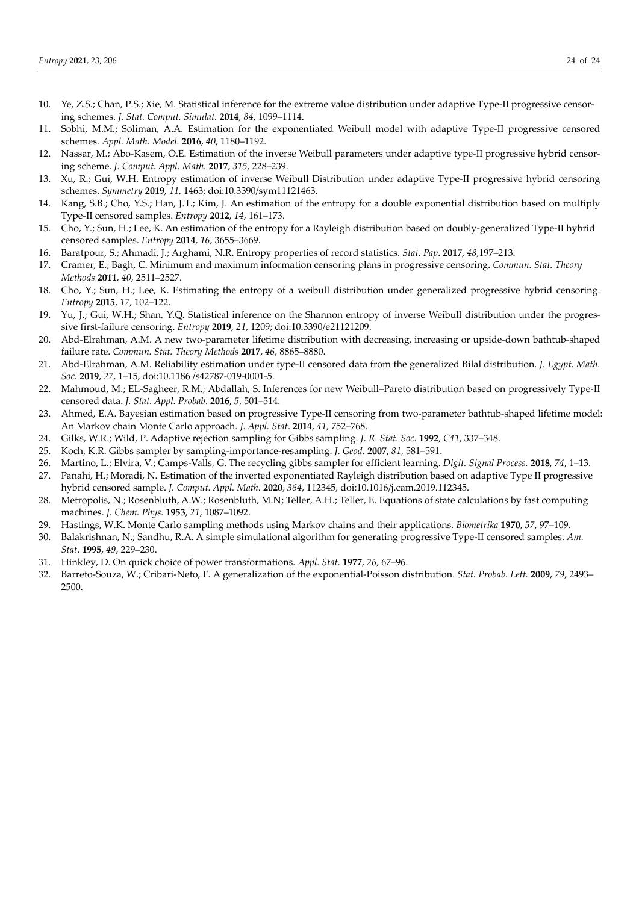10. Ye, Z.S.; Chan, P.S.; Xie, M. Statistical inference for the extreme value distribution under adaptive Type-II progressive censoring schemes. *J. Stat. Comput. Simulat.* **2014**, *84*, 1099–1114.
11. Sobhi, M.M.; Soliman, A.A. Estimation for the exponentiated Weibull model with adaptive Type-II progressive censored schemes. *Appl. Math. Model.* **2016**, *40*, 1180–1192.
12. Nassar, M.; Abo-Kasem, O.E. Estimation of the inverse Weibull parameters under adaptive type-II progressive hybrid censoring scheme. *J. Comput. Appl. Math.* **2017**, *315*, 228–239.
13. Xu, R.; Gui, W.H. Entropy estimation of inverse Weibull Distribution under adaptive Type-II progressive hybrid censoring schemes. *Symmetry* **2019**, *11*, 1463; doi:10.3390/sym11121463.
14. Kang, S.B.; Cho, Y.S.; Han, J.T.; Kim, J. An estimation of the entropy for a double exponential distribution based on multiply Type-II censored samples. *Entropy* **2012**, *14*, 161–173.
15. Cho, Y.; Sun, H.; Lee, K. An estimation of the entropy for a Rayleigh distribution based on doubly-generalized Type-II hybrid censored samples. *Entropy* **2014**, *16*, 3655–3669.
16. Baratpour, S.; Ahmadi, J.; Arghami, N.R. Entropy properties of record statistics. *Stat. Pap*. **2017**, *48*,197–213.
17. Cramer, E.; Bagh, C. Minimum and maximum information censoring plans in progressive censoring. *Commun. Stat. Theory Methods* **2011**, *40*, 2511–2527.
18. Cho, Y.; Sun, H.; Lee, K. Estimating the entropy of a weibull distribution under generalized progressive hybrid censoring. *Entropy* **2015**, *17*, 102–122.
19. Yu, J.; Gui, W.H.; Shan, Y.Q. Statistical inference on the Shannon entropy of inverse Weibull distribution under the progressive first-failure censoring. *Entropy* **2019**, *21*, 1209; doi:10.3390/e21121209.
20. Abd-Elrahman, A.M. A new two-parameter lifetime distribution with decreasing, increasing or upside-down bathtub-shaped failure rate. *Commun. Stat. Theory Methods* **2017**, *46*, 8865–8880.
21. Abd-Elrahman, A.M. Reliability estimation under type-II censored data from the generalized Bilal distribution. *J. Egypt. Math. Soc.* **2019**, *27*, 1–15, doi:10.1186 /s42787-019-0001-5.
22. Mahmoud, M.; EL-Sagheer, R.M.; Abdallah, S. Inferences for new Weibull–Pareto distribution based on progressively Type-II censored data. *J. Stat. Appl. Probab*. **2016**, *5*, 501–514.
23. Ahmed, E.A. Bayesian estimation based on progressive Type-II censoring from two-parameter bathtub-shaped lifetime model: An Markov chain Monte Carlo approach. *J. Appl. Stat*. **2014**, *41*, 752–768.
24. Gilks, W.R.; Wild, P. Adaptive rejection sampling for Gibbs sampling. *J. R. Stat. Soc.* **1992**, *C41*, 337–348.
25. Koch, K.R. Gibbs sampler by sampling-importance-resampling. *J. Geod*. **2007**, *81*, 581–591.
26. Martino, L.; Elvira, V.; Camps-Valls, G. The recycling gibbs sampler for efficient learning. *Digit. Signal Process.* **2018**, *74*, 1–13.
27. Panahi, H.; Moradi, N. Estimation of the inverted exponentiated Rayleigh distribution based on adaptive Type II progressive hybrid censored sample. *J. Comput. Appl. Math.* **2020**, *364*, 112345, doi:10.1016/j.cam.2019.112345.
28. Metropolis, N.; Rosenbluth, A.W.; Rosenbluth, M.N; Teller, A.H.; Teller, E. Equations of state calculations by fast computing machines. *J. Chem. Phys.* **1953**, *21*, 1087–1092.
29. Hastings, W.K. Monte Carlo sampling methods using Markov chains and their applications. *Biometrika* **1970**, *57*, 97–109.
30. Balakrishnan, N.; Sandhu, R.A. A simple simulational algorithm for generating progressive Type-II censored samples. *Am. Stat*. **1995**, *49*, 229–230.
31. Hinkley, D. On quick choice of power transformations. *Appl. Stat.* **1977**, *26*, 67–96.
32. Barreto-Souza, W.; Cribari-Neto, F. A generalization of the exponential-Poisson distribution. *Stat. Probab. Lett.* **2009**, *79*, 2493–2500.